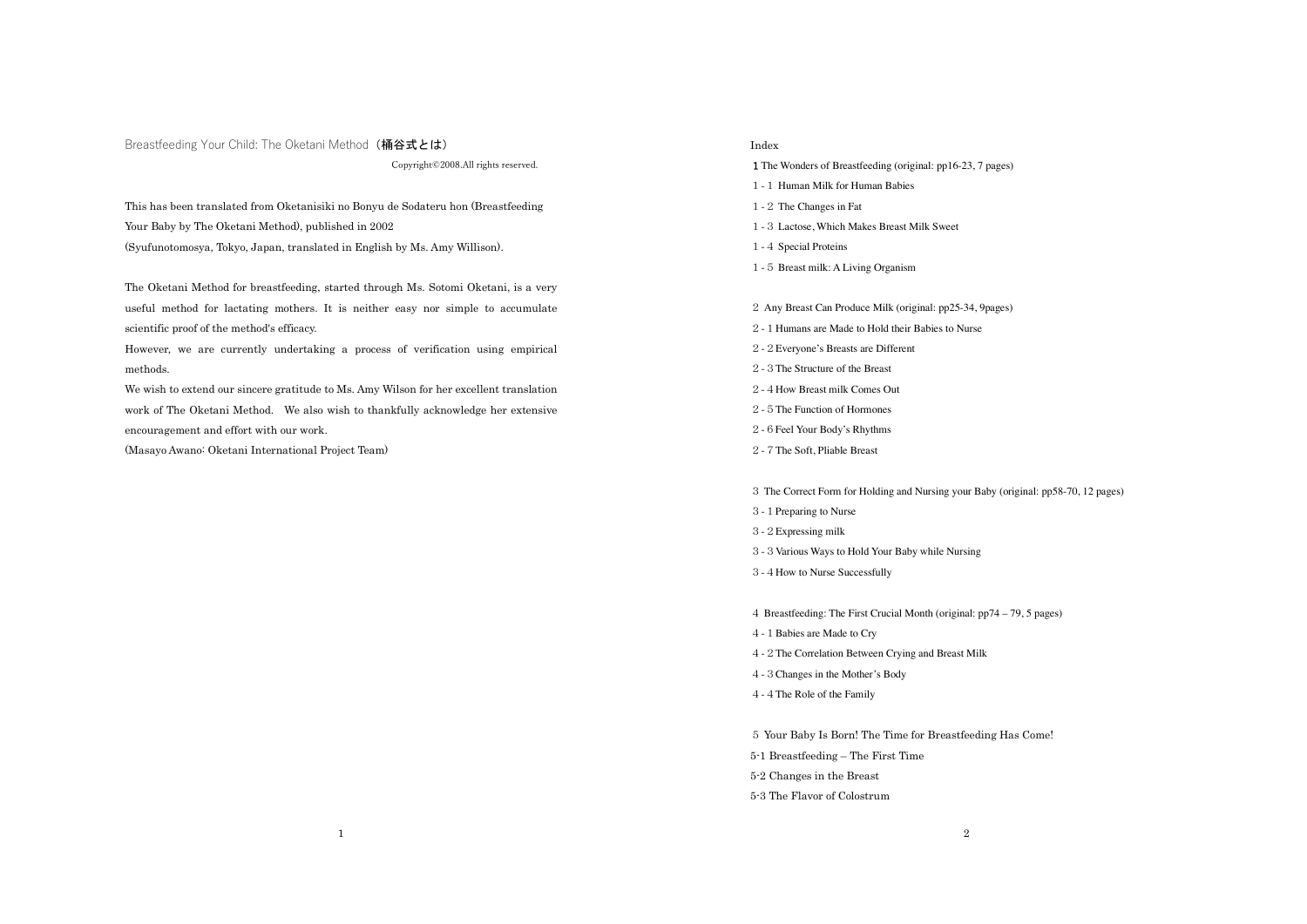# Breastfeeding Your Child: The Oketani Method（桶谷式とは）

Copyright©2008.All rights reserved.

This has been translated from Oketanisiki no Bonyu de Sodateru hon (Breastfeeding Your Baby by The Oketani Method), published in 2002
(Syufunotomosya, Tokyo, Japan, translated in English by Ms. Amy Willison).

The Oketani Method for breastfeeding, started through Ms. Sotomi Oketani, is a very useful method for lactating mothers. It is neither easy nor simple to accumulate scientific proof of the method's efficacy.
However, we are currently undertaking a process of verification using empirical methods.
We wish to extend our sincere gratitude to Ms. Amy Wilson for her excellent translation work of The Oketani Method. We also wish to thankfully acknowledge her extensive encouragement and effort with our work.
(Masayo Awano: Oketani International Project Team)

## Index

1 The Wonders of Breastfeeding (original: pp16-23, 7 pages)
1 - 1 Human Milk for Human Babies
1 - 2 The Changes in Fat
1 - 3 Lactose, Which Makes Breast Milk Sweet
1 - 4 Special Proteins
1 - 5 Breast milk: A Living Organism

2 Any Breast Can Produce Milk (original: pp25-34, 9pages)
2 - 1 Humans are Made to Hold their Babies to Nurse
2 - 2 Everyone's Breasts are Different
2 - 3 The Structure of the Breast
2 - 4 How Breast milk Comes Out
2 - 5 The Function of Hormones
2 - 6 Feel Your Body's Rhythms
2 - 7 The Soft, Pliable Breast

3 The Correct Form for Holding and Nursing your Baby (original: pp58-70, 12 pages)
3 - 1 Preparing to Nurse
3 - 2 Expressing milk
3 - 3 Various Ways to Hold Your Baby while Nursing
3 - 4 How to Nurse Successfully

4 Breastfeeding: The First Crucial Month (original: pp74 – 79, 5 pages)
4 - 1 Babies are Made to Cry
4 - 2 The Correlation Between Crying and Breast Milk
4 - 3 Changes in the Mother's Body
4 - 4 The Role of the Family

5 Your Baby Is Born! The Time for Breastfeeding Has Come!
5-1 Breastfeeding – The First Time
5-2 Changes in the Breast
5-3 The Flavor of Colostrum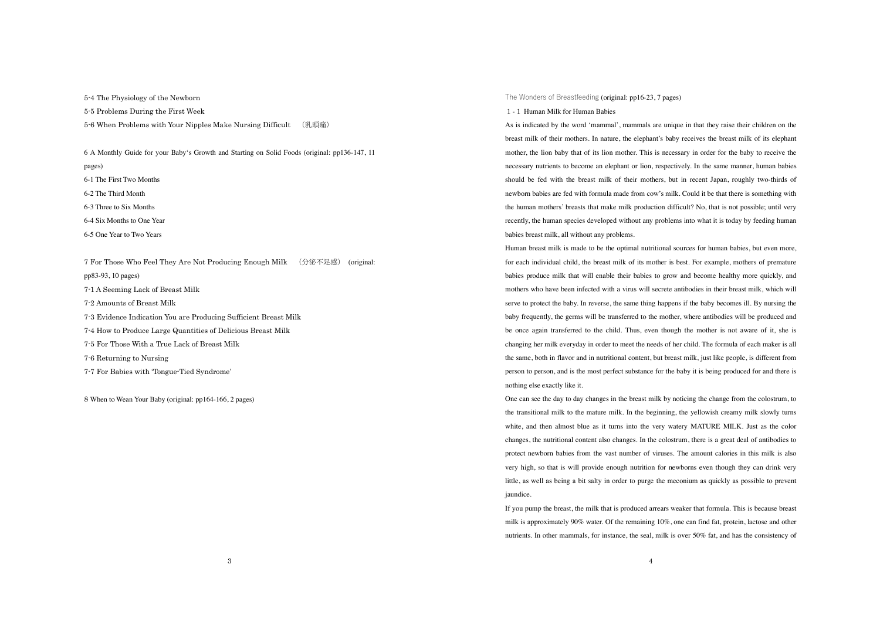5-4 The Physiology of the Newborn

5-5 Problems During the First Week

5-6 When Problems with Your Nipples Make Nursing Difficult　（乳頭痛）

6 A Monthly Guide for your Baby's Growth and Starting on Solid Foods (original: pp136-147, 11 pages)

6-1 The First Two Months

6-2 The Third Month

6-3 Three to Six Months

6-4 Six Months to One Year

6-5 One Year to Two Years

7 For Those Who Feel They Are Not Producing Enough Milk　（分泌不足感）(original: pp83-93, 10 pages)

7-1 A Seeming Lack of Breast Milk

7-2 Amounts of Breast Milk

7-3 Evidence Indication You are Producing Sufficient Breast Milk

7-4 How to Produce Large Quantities of Delicious Breast Milk

7-5 For Those With a True Lack of Breast Milk

7-6 Returning to Nursing

7-7 For Babies with 'Tongue-Tied Syndrome'

8 When to Wean Your Baby (original: pp164-166, 2 pages)

## The Wonders of Breastfeeding (original: pp16-23, 7 pages)

### 1 - 1 Human Milk for Human Babies

As is indicated by the word 'mammal', mammals are unique in that they raise their children on the breast milk of their mothers. In nature, the elephant's baby receives the breast milk of its elephant mother, the lion baby that of its lion mother. This is necessary in order for the baby to receive the necessary nutrients to become an elephant or lion, respectively. In the same manner, human babies should be fed with the breast milk of their mothers, but in recent Japan, roughly two-thirds of newborn babies are fed with formula made from cow's milk. Could it be that there is something with the human mothers' breasts that make milk production difficult? No, that is not possible; until very recently, the human species developed without any problems into what it is today by feeding human babies breast milk, all without any problems.

Human breast milk is made to be the optimal nutritional sources for human babies, but even more, for each individual child, the breast milk of its mother is best. For example, mothers of premature babies produce milk that will enable their babies to grow and become healthy more quickly, and mothers who have been infected with a virus will secrete antibodies in their breast milk, which will serve to protect the baby. In reverse, the same thing happens if the baby becomes ill. By nursing the baby frequently, the germs will be transferred to the mother, where antibodies will be produced and be once again transferred to the child. Thus, even though the mother is not aware of it, she is changing her milk everyday in order to meet the needs of her child. The formula of each maker is all the same, both in flavor and in nutritional content, but breast milk, just like people, is different from person to person, and is the most perfect substance for the baby it is being produced for and there is nothing else exactly like it.

One can see the day to day changes in the breast milk by noticing the change from the colostrum, to the transitional milk to the mature milk. In the beginning, the yellowish creamy milk slowly turns white, and then almost blue as it turns into the very watery MATURE MILK. Just as the color changes, the nutritional content also changes. In the colostrum, there is a great deal of antibodies to protect newborn babies from the vast number of viruses. The amount calories in this milk is also very high, so that is will provide enough nutrition for newborns even though they can drink very little, as well as being a bit salty in order to purge the meconium as quickly as possible to prevent jaundice.

If you pump the breast, the milk that is produced arrears weaker that formula. This is because breast milk is approximately 90% water. Of the remaining 10%, one can find fat, protein, lactose and other nutrients. In other mammals, for instance, the seal, milk is over 50% fat, and has the consistency of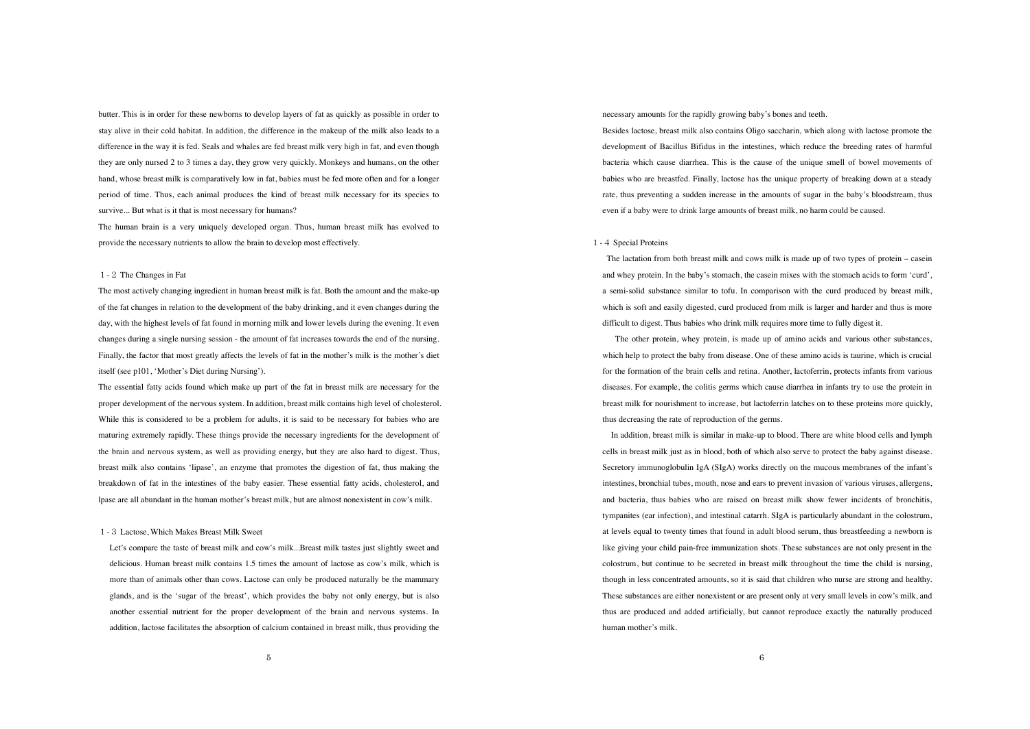butter. This is in order for these newborns to develop layers of fat as quickly as possible in order to stay alive in their cold habitat. In addition, the difference in the makeup of the milk also leads to a difference in the way it is fed. Seals and whales are fed breast milk very high in fat, and even though they are only nursed 2 to 3 times a day, they grow very quickly. Monkeys and humans, on the other hand, whose breast milk is comparatively low in fat, babies must be fed more often and for a longer period of time. Thus, each animal produces the kind of breast milk necessary for its species to survive... But what is it that is most necessary for humans?

The human brain is a very uniquely developed organ. Thus, human breast milk has evolved to provide the necessary nutrients to allow the brain to develop most effectively.

### 1 - 2 The Changes in Fat

The most actively changing ingredient in human breast milk is fat. Both the amount and the make-up of the fat changes in relation to the development of the baby drinking, and it even changes during the day, with the highest levels of fat found in morning milk and lower levels during the evening. It even changes during a single nursing session - the amount of fat increases towards the end of the nursing. Finally, the factor that most greatly affects the levels of fat in the mother's milk is the mother's diet itself (see p101, 'Mother's Diet during Nursing').

The essential fatty acids found which make up part of the fat in breast milk are necessary for the proper development of the nervous system. In addition, breast milk contains high level of cholesterol. While this is considered to be a problem for adults, it is said to be necessary for babies who are maturing extremely rapidly. These things provide the necessary ingredients for the development of the brain and nervous system, as well as providing energy, but they are also hard to digest. Thus, breast milk also contains 'lipase', an enzyme that promotes the digestion of fat, thus making the breakdown of fat in the intestines of the baby easier. These essential fatty acids, cholesterol, and lpase are all abundant in the human mother's breast milk, but are almost nonexistent in cow's milk.

### 1 - 3 Lactose, Which Makes Breast Milk Sweet

Let's compare the taste of breast milk and cow's milk...Breast milk tastes just slightly sweet and delicious. Human breast milk contains 1.5 times the amount of lactose as cow's milk, which is more than of animals other than cows. Lactose can only be produced naturally be the mammary glands, and is the 'sugar of the breast', which provides the baby not only energy, but is also another essential nutrient for the proper development of the brain and nervous systems. In addition, lactose facilitates the absorption of calcium contained in breast milk, thus providing the necessary amounts for the rapidly growing baby's bones and teeth.

Besides lactose, breast milk also contains Oligo saccharin, which along with lactose promote the development of Bacillus Bifidus in the intestines, which reduce the breeding rates of harmful bacteria which cause diarrhea. This is the cause of the unique smell of bowel movements of babies who are breastfed. Finally, lactose has the unique property of breaking down at a steady rate, thus preventing a sudden increase in the amounts of sugar in the baby's bloodstream, thus even if a baby were to drink large amounts of breast milk, no harm could be caused.

### 1 - 4 Special Proteins

The lactation from both breast milk and cows milk is made up of two types of protein – casein and whey protein. In the baby's stomach, the casein mixes with the stomach acids to form 'curd', a semi-solid substance similar to tofu. In comparison with the curd produced by breast milk, which is soft and easily digested, curd produced from milk is larger and harder and thus is more difficult to digest. Thus babies who drink milk requires more time to fully digest it.

The other protein, whey protein, is made up of amino acids and various other substances, which help to protect the baby from disease. One of these amino acids is taurine, which is crucial for the formation of the brain cells and retina. Another, lactoferrin, protects infants from various diseases. For example, the colitis germs which cause diarrhea in infants try to use the protein in breast milk for nourishment to increase, but lactoferrin latches on to these proteins more quickly, thus decreasing the rate of reproduction of the germs.

In addition, breast milk is similar in make-up to blood. There are white blood cells and lymph cells in breast milk just as in blood, both of which also serve to protect the baby against disease. Secretory immunoglobulin IgA (SIgA) works directly on the mucous membranes of the infant's intestines, bronchial tubes, mouth, nose and ears to prevent invasion of various viruses, allergens, and bacteria, thus babies who are raised on breast milk show fewer incidents of bronchitis, tympanites (ear infection), and intestinal catarrh. SIgA is particularly abundant in the colostrum, at levels equal to twenty times that found in adult blood serum, thus breastfeeding a newborn is like giving your child pain-free immunization shots. These substances are not only present in the colostrum, but continue to be secreted in breast milk throughout the time the child is nursing, though in less concentrated amounts, so it is said that children who nurse are strong and healthy. These substances are either nonexistent or are present only at very small levels in cow's milk, and thus are produced and added artificially, but cannot reproduce exactly the naturally produced human mother's milk.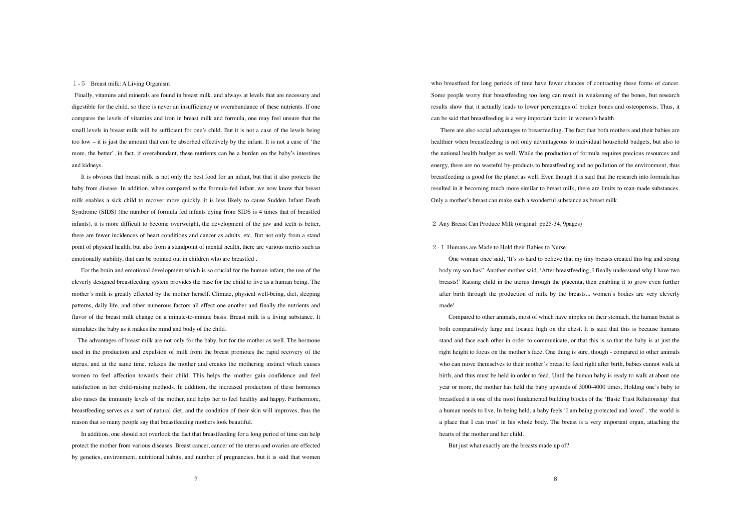### 1 - 5 Breast milk: A Living Organism

Finally, vitamins and minerals are found in breast milk, and always at levels that are necessary and digestible for the child, so there is never an insufficiency or overabundance of these nutrients. If one compares the levels of vitamins and iron in breast milk and formula, one may feel unsure that the small levels in breast milk will be sufficient for one's child. But it is not a case of the levels being too low – it is just the amount that can be absorbed effectively by the infant. It is not a case of 'the more, the better', in fact, if overabundant, these nutrients can be a burden on the baby's intestines and kidneys.

It is obvious that breast milk is not only the best food for an infant, but that it also protects the baby from disease. In addition, when compared to the formula-fed infant, we now know that breast milk enables a sick child to recover more quickly, it is less likely to cause Sudden Infant Death Syndrome (SIDS) (the number of formula fed infants dying from SIDS is 4 times that of breastfed infants), it is more difficult to become overweight, the development of the jaw and teeth is better, there are fewer incidences of heart conditions and cancer as adults, etc. But not only from a stand point of physical health, but also from a standpoint of mental health, there are various merits such as emotionally stability, that can be pointed out in children who are breastfed .

For the brain and emotional development which is so crucial for the human infant, the use of the cleverly designed breastfeeding system provides the base for the child to live as a human being. The mother's milk is greatly effected by the mother herself. Climate, physical well-being, diet, sleeping patterns, daily life, and other numerous factors all effect one another and finally the nutrients and flavor of the breast milk change on a minute-to-minute basis. Breast milk is a living substance. It stimulates the baby as it makes the mind and body of the child.

The advantages of breast milk are not only for the baby, but for the mother as well. The hormone used in the production and expulsion of milk from the breast promotes the rapid recovery of the uterus, and at the same time, relaxes the mother and creates the mothering instinct which causes women to feel affection towards their child. This helps the mother gain confidence and feel satisfaction in her child-raising methods. In addition, the increased production of these hormones also raises the immunity levels of the mother, and helps her to feel healthy and happy. Furthermore, breastfeeding serves as a sort of natural diet, and the condition of their skin will improves, thus the reason that so many people say that breastfeeding mothers look beautiful.

In addition, one should not overlook the fact that breastfeeding for a long period of time can help protect the mother from various diseases. Breast cancer, cancer of the uterus and ovaries are effected by genetics, environment, nutritional habits, and number of pregnancies, but it is said that women who breastfeed for long periods of time have fewer chances of contracting these forms of cancer. Some people worry that breastfeeding too long can result in weakening of the bones, but research results show that it actually leads to lower percentages of broken bones and osteoperosis. Thus, it can be said that breastfeeding is a very important factor in women's health.

There are also social advantages to breastfeeding. The fact that both mothers and their babies are healthier when breastfeeding is not only advantageous to individual household budgets, but also to the national health budget as well. While the production of formula requires precious resources and energy, there are no wasteful by-products to breastfeeding and no pollution of the environment, thus breastfeeding is good for the planet as well. Even though it is said that the research into formula has resulted in it becoming much more similar to breast milk, there are limits to man-made substances. Only a mother's breast can make such a wonderful substance as breast milk.

## 2 Any Breast Can Produce Milk (original: pp25-34, 9pages)

### 2 - 1 Humans are Made to Hold their Babies to Nurse

One woman once said, 'It's so hard to believe that my tiny breasts created this big and strong body my son has!' Another mother said, 'After breastfeeding, I finally understand why I have two breasts!' Raising child in the uterus through the placenta, then enabling it to grow even further after birth through the production of milk by the breasts... women's bodies are very cleverly made!

Compared to other animals, most of which have nipples on their stomach, the human breast is both comparatively large and located high on the chest. It is said that this is because humans stand and face each other in order to communicate, or that this is so that the baby is at just the right height to focus on the mother's face. One thing is sure, though - compared to other animals who can move themselves to their mother's breast to feed right after birth, babies cannot walk at birth, and thus must be held in order to feed. Until the human baby is ready to walk at about one year or more, the mother has held the baby upwards of 3000-4000 times. Holding one's baby to breastfeed it is one of the most fundamental building blocks of the 'Basic Trust Relationship' that a human needs to live. In being held, a baby feels 'I am being protected and loved', 'the world is a place that I can trust' in his whole body. The breast is a very important organ, attaching the hearts of the mother and her child.

But just what exactly are the breasts made up of?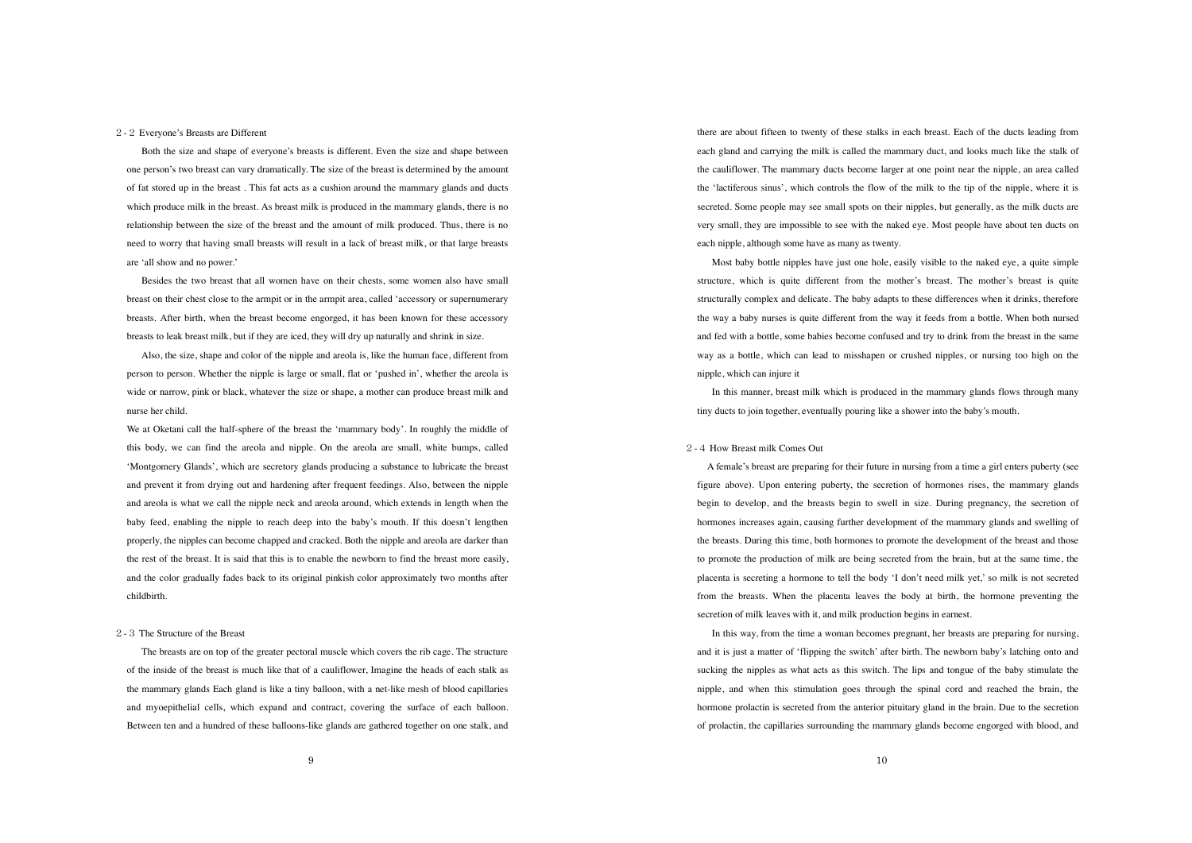## 2 - 2 Everyone's Breasts are Different

Both the size and shape of everyone's breasts is different. Even the size and shape between one person's two breast can vary dramatically. The size of the breast is determined by the amount of fat stored up in the breast . This fat acts as a cushion around the mammary glands and ducts which produce milk in the breast. As breast milk is produced in the mammary glands, there is no relationship between the size of the breast and the amount of milk produced. Thus, there is no need to worry that having small breasts will result in a lack of breast milk, or that large breasts are 'all show and no power.'

Besides the two breast that all women have on their chests, some women also have small breast on their chest close to the armpit or in the armpit area, called 'accessory or supernumerary breasts. After birth, when the breast become engorged, it has been known for these accessory breasts to leak breast milk, but if they are iced, they will dry up naturally and shrink in size.

Also, the size, shape and color of the nipple and areola is, like the human face, different from person to person. Whether the nipple is large or small, flat or 'pushed in', whether the areola is wide or narrow, pink or black, whatever the size or shape, a mother can produce breast milk and nurse her child.

We at Oketani call the half-sphere of the breast the 'mammary body'. In roughly the middle of this body, we can find the areola and nipple. On the areola are small, white bumps, called 'Montgomery Glands', which are secretory glands producing a substance to lubricate the breast and prevent it from drying out and hardening after frequent feedings. Also, between the nipple and areola is what we call the nipple neck and areola around, which extends in length when the baby feed, enabling the nipple to reach deep into the baby's mouth. If this doesn't lengthen properly, the nipples can become chapped and cracked. Both the nipple and areola are darker than the rest of the breast. It is said that this is to enable the newborn to find the breast more easily, and the color gradually fades back to its original pinkish color approximately two months after childbirth.

## 2 - 3 The Structure of the Breast

The breasts are on top of the greater pectoral muscle which covers the rib cage. The structure of the inside of the breast is much like that of a cauliflower, Imagine the heads of each stalk as the mammary glands Each gland is like a tiny balloon, with a net-like mesh of blood capillaries and myoepithelial cells, which expand and contract, covering the surface of each balloon. Between ten and a hundred of these balloons-like glands are gathered together on one stalk, and there are about fifteen to twenty of these stalks in each breast. Each of the ducts leading from each gland and carrying the milk is called the mammary duct, and looks much like the stalk of the cauliflower. The mammary ducts become larger at one point near the nipple, an area called the 'lactiferous sinus', which controls the flow of the milk to the tip of the nipple, where it is secreted. Some people may see small spots on their nipples, but generally, as the milk ducts are very small, they are impossible to see with the naked eye. Most people have about ten ducts on each nipple, although some have as many as twenty.

Most baby bottle nipples have just one hole, easily visible to the naked eye, a quite simple structure, which is quite different from the mother's breast. The mother's breast is quite structurally complex and delicate. The baby adapts to these differences when it drinks, therefore the way a baby nurses is quite different from the way it feeds from a bottle. When both nursed and fed with a bottle, some babies become confused and try to drink from the breast in the same way as a bottle, which can lead to misshapen or crushed nipples, or nursing too high on the nipple, which can injure it

In this manner, breast milk which is produced in the mammary glands flows through many tiny ducts to join together, eventually pouring like a shower into the baby's mouth.

## 2 - 4 How Breast milk Comes Out

A female's breast are preparing for their future in nursing from a time a girl enters puberty (see figure above). Upon entering puberty, the secretion of hormones rises, the mammary glands begin to develop, and the breasts begin to swell in size. During pregnancy, the secretion of hormones increases again, causing further development of the mammary glands and swelling of the breasts. During this time, both hormones to promote the development of the breast and those to promote the production of milk are being secreted from the brain, but at the same time, the placenta is secreting a hormone to tell the body 'I don't need milk yet,' so milk is not secreted from the breasts. When the placenta leaves the body at birth, the hormone preventing the secretion of milk leaves with it, and milk production begins in earnest.

In this way, from the time a woman becomes pregnant, her breasts are preparing for nursing, and it is just a matter of 'flipping the switch' after birth. The newborn baby's latching onto and sucking the nipples as what acts as this switch. The lips and tongue of the baby stimulate the nipple, and when this stimulation goes through the spinal cord and reached the brain, the hormone prolactin is secreted from the anterior pituitary gland in the brain. Due to the secretion of prolactin, the capillaries surrounding the mammary glands become engorged with blood, and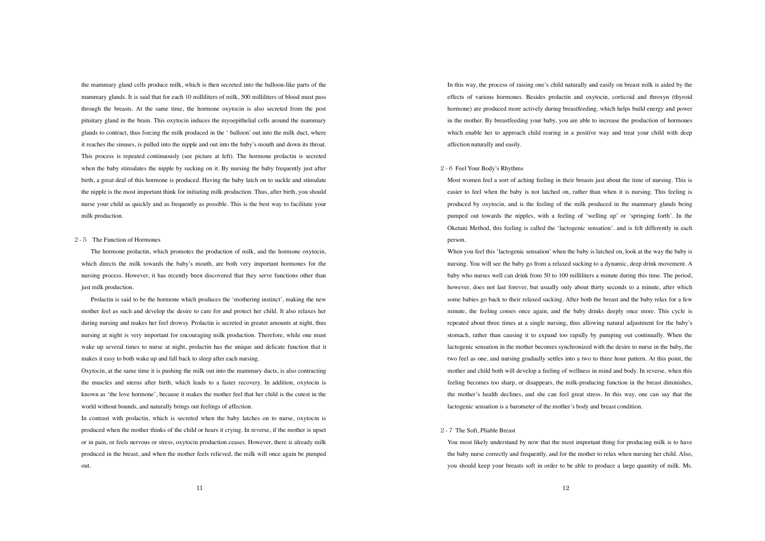the mammary gland cells produce milk, which is then secreted into the balloon-like parts of the mammary glands. It is said that for each 10 milliliters of milk, 500 milliliters of blood must pass through the breasts. At the same time, the hormone oxytocin is also secreted from the post pituitary gland in the brain. This oxytocin induces the myoepithelial cells around the mammary glands to contract, thus forcing the milk produced in the ' balloon' out into the milk duct, where it reaches the sinuses, is pulled into the nipple and out into the baby's mouth and down its throat. This process is repeated continuously (see picture at left). The hormone prolactin is secreted when the baby stimulates the nipple by sucking on it. By nursing the baby frequently just after birth, a great deal of this hormone is produced. Having the baby latch on to suckle and stimulate the nipple is the most important think for initiating milk production. Thus, after birth, you should nurse your child as quickly and as frequently as possible. This is the best way to facilitate your milk production.

### 2 - 5 The Function of Hormones

The hormone prolactin, which promotes the production of milk, and the hormone oxytocin, which directs the milk towards the baby's mouth, are both very important hormones for the nursing process. However, it has recently been discovered that they serve functions other than just milk production.

Prolactin is said to be the hormone which produces the 'mothering instinct', making the new mother feel as such and develop the desire to care for and protect her child. It also relaxes her during nursing and makes her feel drowsy. Prolactin is secreted in greater amounts at night, thus nursing at night is very important for encouraging milk production. Therefore, while one must wake up several times to nurse at night, prolactin has the unique and delicate function that it makes it easy to both wake up and fall back to sleep after each nursing.

Oxytocin, at the same time it is pushing the milk out into the mammary ducts, is also contracting the muscles and uterus after birth, which leads to a faster recovery. In addition, oxytocin is known as 'the love hormone', because it makes the mother feel that her child is the cutest in the world without bounds, and naturally brings out feelings of affection.

In contrast with prolactin, which is secreted when the baby latches on to nurse, oxytocin is produced when the mother thinks of the child or hears it crying. In reverse, if the mother is upset or in pain, or feels nervous or stress, oxytocin production ceases. However, there is already milk produced in the breast, and when the mother feels relieved, the milk will once again be pumped out.

In this way, the process of raising one's child naturally and easily on breast milk is aided by the effects of various hormones. Besides prolactin and oxytocin, corticoid and throxyn (thyroid hormone) are produced more actively during breastfeeding, which helps build energy and power in the mother. By breastfeeding your baby, you are able to increase the production of hormones which enable her to approach child rearing in a positive way and treat your child with deep affection naturally and easily.

### 2 - 6 Feel Your Body's Rhythms

Most women feel a sort of aching feeling in their breasts just about the time of nursing. This is easier to feel when the baby is not latched on, rather than when it is nursing. This feeling is produced by oxytocin, and is the feeling of the milk produced in the mammary glands being pumped out towards the nipples, with a feeling of 'welling up' or 'springing forth'. In the Oketani Method, this feeling is called the 'lactogenic sensation'. and is felt differently in each person.

When you feel this 'lactogenic sensation' when the baby is latched on, look at the way the baby is nursing. You will see the baby go from a relaxed sucking to a dynamic, deep drink movement. A baby who nurses well can drink from 50 to 100 milliliters a minute during this time. The period, however, does not last forever, but usually only about thirty seconds to a minute, after which some babies go back to their relaxed sucking. After both the breast and the baby relax for a few minute, the feeling comes once again, and the baby drinks deeply once more. This cycle is repeated about three times at a single nursing, thus allowing natural adjustment for the baby's stomach, rather than causing it to expand too rapidly by pumping out continually. When the lactogenic sensation in the mother becomes synchronized with the desire to nurse in the baby, the two feel as one, and nursing gradually settles into a two to three hour pattern. At this point, the mother and child both will develop a feeling of wellness in mind and body. In reverse, when this feeling becomes too sharp, or disappears, the milk-producing function in the breast diminishes, the mother's health declines, and she can feel great stress. In this way, one can say that the lactogenic sensation is a barometer of the mother's body and breast condition.

### 2 - 7 The Soft, Pliable Breast

You most likely understand by now that the most important thing for producing milk is to have the baby nurse correctly and frequently, and for the mother to relax when nursing her child. Also, you should keep your breasts soft in order to be able to produce a large quantity of milk. Ms.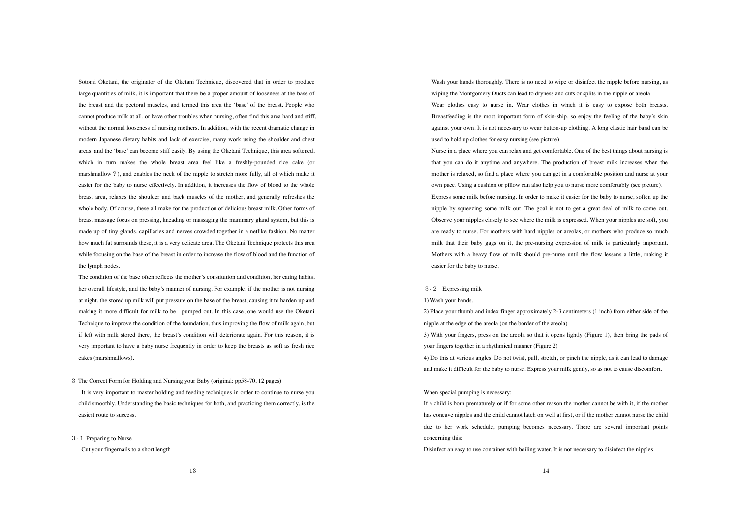Sotomi Oketani, the originator of the Oketani Technique, discovered that in order to produce large quantities of milk, it is important that there be a proper amount of looseness at the base of the breast and the pectoral muscles, and termed this area the 'base' of the breast. People who cannot produce milk at all, or have other troubles when nursing, often find this area hard and stiff, without the normal looseness of nursing mothers. In addition, with the recent dramatic change in modern Japanese dietary habits and lack of exercise, many work using the shoulder and chest areas, and the 'base' can become stiff easily. By using the Oketani Technique, this area softened, which in turn makes the whole breast area feel like a freshly-pounded rice cake (or marshmallow？), and enables the neck of the nipple to stretch more fully, all of which make it easier for the baby to nurse effectively. In addition, it increases the flow of blood to the whole breast area, relaxes the shoulder and back muscles of the mother, and generally refreshes the whole body. Of course, these all make for the production of delicious breast milk. Other forms of breast massage focus on pressing, kneading or massaging the mammary gland system, but this is made up of tiny glands, capillaries and nerves crowded together in a netlike fashion. No matter how much fat surrounds these, it is a very delicate area. The Oketani Technique protects this area while focusing on the base of the breast in order to increase the flow of blood and the function of the lymph nodes.

The condition of the base often reflects the mother's constitution and condition, her eating habits, her overall lifestyle, and the baby's manner of nursing. For example, if the mother is not nursing at night, the stored up milk will put pressure on the base of the breast, causing it to harden up and making it more difficult for milk to be pumped out. In this case, one would use the Oketani Technique to improve the condition of the foundation, thus improving the flow of milk again, but if left with milk stored there, the breast's condition will deteriorate again. For this reason, it is very important to have a baby nurse frequently in order to keep the breasts as soft as fresh rice cakes (marshmallows).

## 3 The Correct Form for Holding and Nursing your Baby (original: pp58-70, 12 pages)

It is very important to master holding and feeding techniques in order to continue to nurse you child smoothly. Understanding the basic techniques for both, and practicing them correctly, is the easiest route to success.

### 3-1 Preparing to Nurse

Cut your fingernails to a short length

Wash your hands thoroughly. There is no need to wipe or disinfect the nipple before nursing, as wiping the Montgomery Ducts can lead to dryness and cuts or splits in the nipple or areola.

Wear clothes easy to nurse in. Wear clothes in which it is easy to expose both breasts. Breastfeeding is the most important form of skin-ship, so enjoy the feeling of the baby's skin against your own. It is not necessary to wear button-up clothing. A long elastic hair band can be used to hold up clothes for easy nursing (see picture).

Nurse in a place where you can relax and get comfortable. One of the best things about nursing is that you can do it anytime and anywhere. The production of breast milk increases when the mother is relaxed, so find a place where you can get in a comfortable position and nurse at your own pace. Using a cushion or pillow can also help you to nurse more comfortably (see picture).

Express some milk before nursing. In order to make it easier for the baby to nurse, soften up the nipple by squeezing some milk out. The goal is not to get a great deal of milk to come out. Observe your nipples closely to see where the milk is expressed. When your nipples are soft, you are ready to nurse. For mothers with hard nipples or areolas, or mothers who produce so much milk that their baby gags on it, the pre-nursing expression of milk is particularly important. Mothers with a heavy flow of milk should pre-nurse until the flow lessens a little, making it easier for the baby to nurse.

### 3-2 Expressing milk

1) Wash your hands.

2) Place your thumb and index finger approximately 2-3 centimeters (1 inch) from either side of the nipple at the edge of the areola (on the border of the areola)

3) With your fingers, press on the areola so that it opens lightly (Figure 1), then bring the pads of your fingers together in a rhythmical manner (Figure 2)

4) Do this at various angles. Do not twist, pull, stretch, or pinch the nipple, as it can lead to damage and make it difficult for the baby to nurse. Express your milk gently, so as not to cause discomfort.

When special pumping is necessary:

If a child is born prematurely or if for some other reason the mother cannot be with it, if the mother has concave nipples and the child cannot latch on well at first, or if the mother cannot nurse the child due to her work schedule, pumping becomes necessary. There are several important points concerning this:

Disinfect an easy to use container with boiling water. It is not necessary to disinfect the nipples.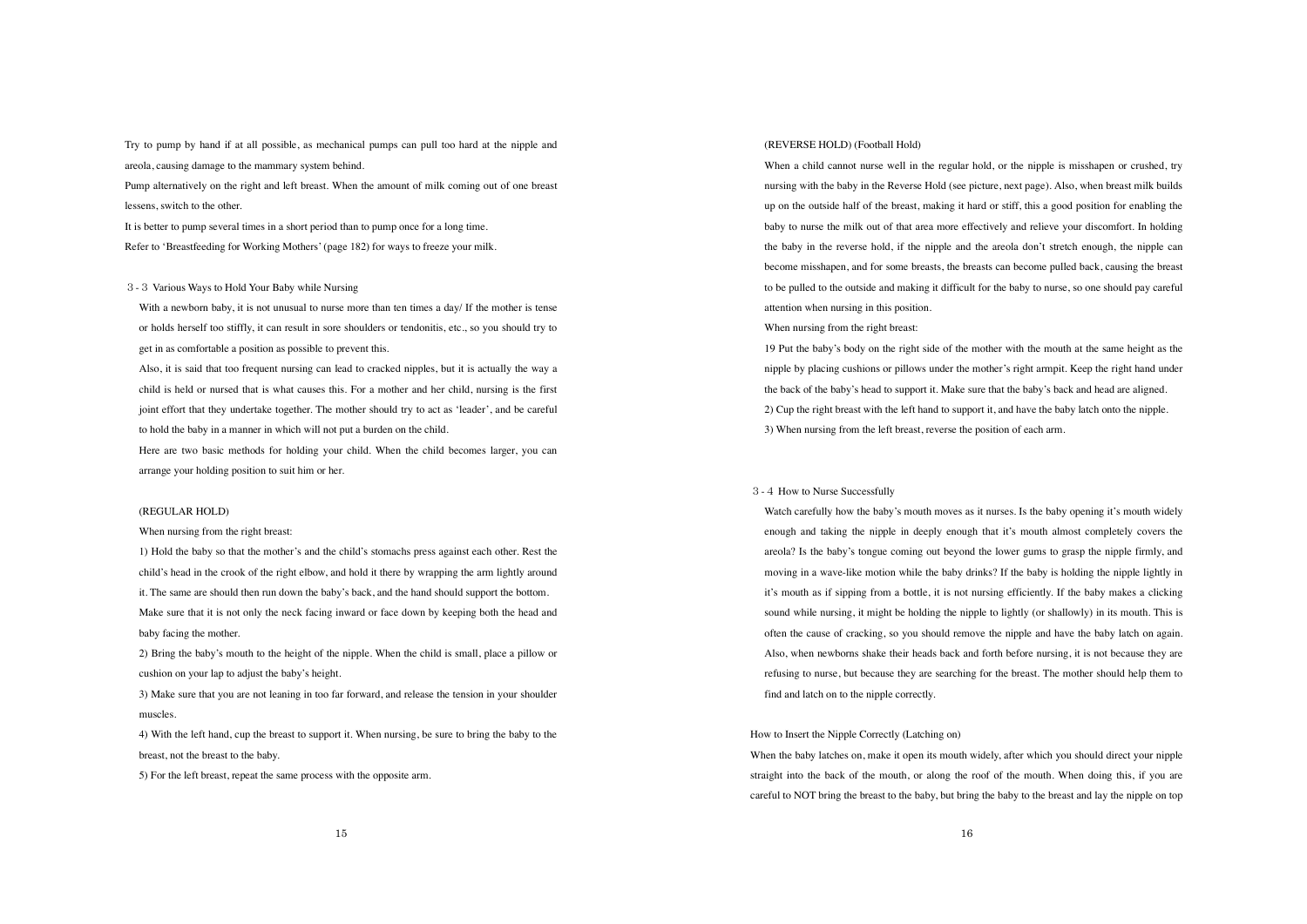Try to pump by hand if at all possible, as mechanical pumps can pull too hard at the nipple and areola, causing damage to the mammary system behind.

Pump alternatively on the right and left breast. When the amount of milk coming out of one breast lessens, switch to the other.

It is better to pump several times in a short period than to pump once for a long time.

Refer to 'Breastfeeding for Working Mothers' (page 182) for ways to freeze your milk.

## 3 - 3 Various Ways to Hold Your Baby while Nursing

With a newborn baby, it is not unusual to nurse more than ten times a day/ If the mother is tense or holds herself too stiffly, it can result in sore shoulders or tendonitis, etc., so you should try to get in as comfortable a position as possible to prevent this.

Also, it is said that too frequent nursing can lead to cracked nipples, but it is actually the way a child is held or nursed that is what causes this. For a mother and her child, nursing is the first joint effort that they undertake together. The mother should try to act as 'leader', and be careful to hold the baby in a manner in which will not put a burden on the child.

Here are two basic methods for holding your child. When the child becomes larger, you can arrange your holding position to suit him or her.

### (REGULAR HOLD)

When nursing from the right breast:

1) Hold the baby so that the mother's and the child's stomachs press against each other. Rest the child's head in the crook of the right elbow, and hold it there by wrapping the arm lightly around it. The same are should then run down the baby's back, and the hand should support the bottom. Make sure that it is not only the neck facing inward or face down by keeping both the head and baby facing the mother.

2) Bring the baby's mouth to the height of the nipple. When the child is small, place a pillow or cushion on your lap to adjust the baby's height.

3) Make sure that you are not leaning in too far forward, and release the tension in your shoulder muscles.

4) With the left hand, cup the breast to support it. When nursing, be sure to bring the baby to the breast, not the breast to the baby.

5) For the left breast, repeat the same process with the opposite arm.

### (REVERSE HOLD) (Football Hold)

When a child cannot nurse well in the regular hold, or the nipple is misshapen or crushed, try nursing with the baby in the Reverse Hold (see picture, next page). Also, when breast milk builds up on the outside half of the breast, making it hard or stiff, this a good position for enabling the baby to nurse the milk out of that area more effectively and relieve your discomfort. In holding the baby in the reverse hold, if the nipple and the areola don't stretch enough, the nipple can become misshapen, and for some breasts, the breasts can become pulled back, causing the breast to be pulled to the outside and making it difficult for the baby to nurse, so one should pay careful attention when nursing in this position.

When nursing from the right breast:

19 Put the baby's body on the right side of the mother with the mouth at the same height as the nipple by placing cushions or pillows under the mother's right armpit. Keep the right hand under the back of the baby's head to support it. Make sure that the baby's back and head are aligned.

2) Cup the right breast with the left hand to support it, and have the baby latch onto the nipple.

3) When nursing from the left breast, reverse the position of each arm.

## 3 - 4 How to Nurse Successfully

Watch carefully how the baby's mouth moves as it nurses. Is the baby opening it's mouth widely enough and taking the nipple in deeply enough that it's mouth almost completely covers the areola? Is the baby's tongue coming out beyond the lower gums to grasp the nipple firmly, and moving in a wave-like motion while the baby drinks? If the baby is holding the nipple lightly in it's mouth as if sipping from a bottle, it is not nursing efficiently. If the baby makes a clicking sound while nursing, it might be holding the nipple to lightly (or shallowly) in its mouth. This is often the cause of cracking, so you should remove the nipple and have the baby latch on again. Also, when newborns shake their heads back and forth before nursing, it is not because they are refusing to nurse, but because they are searching for the breast. The mother should help them to find and latch on to the nipple correctly.

### How to Insert the Nipple Correctly (Latching on)

When the baby latches on, make it open its mouth widely, after which you should direct your nipple straight into the back of the mouth, or along the roof of the mouth. When doing this, if you are careful to NOT bring the breast to the baby, but bring the baby to the breast and lay the nipple on top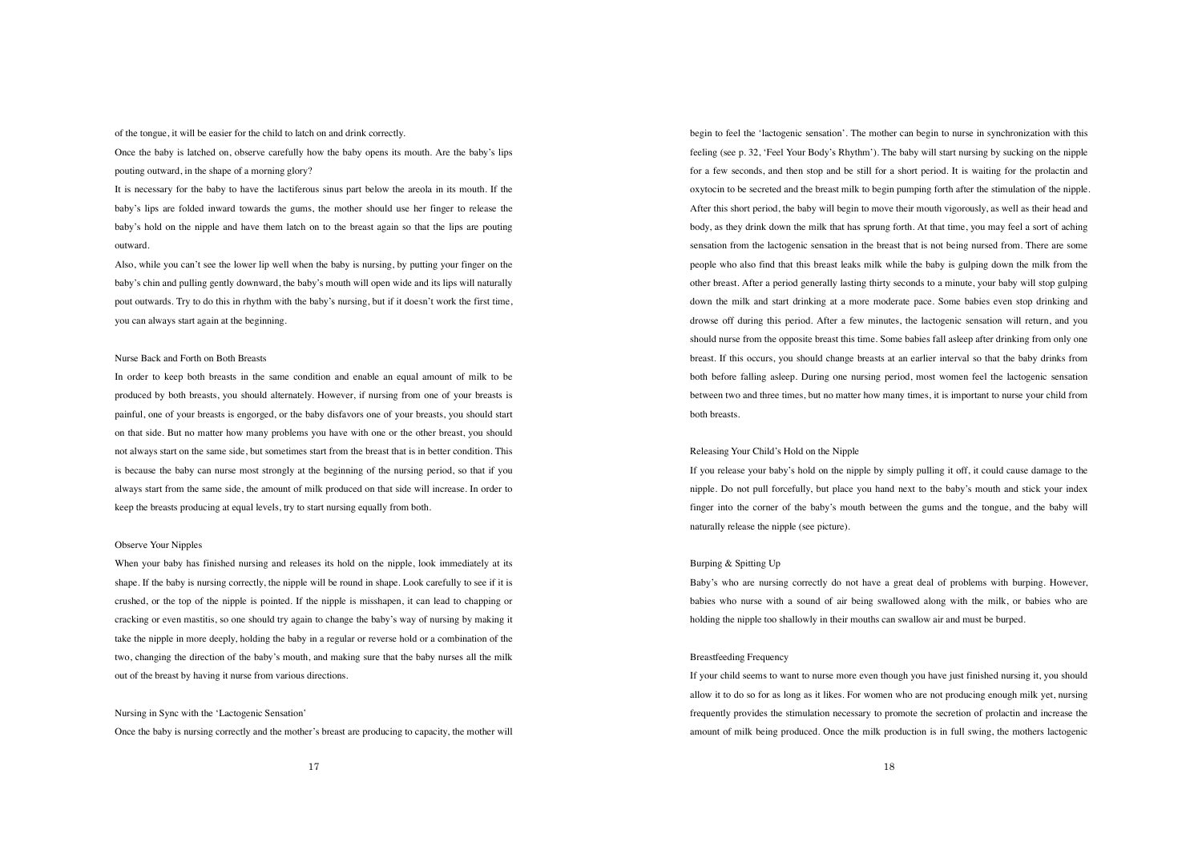of the tongue, it will be easier for the child to latch on and drink correctly.

Once the baby is latched on, observe carefully how the baby opens its mouth. Are the baby's lips pouting outward, in the shape of a morning glory?

It is necessary for the baby to have the lactiferous sinus part below the areola in its mouth. If the baby's lips are folded inward towards the gums, the mother should use her finger to release the baby's hold on the nipple and have them latch on to the breast again so that the lips are pouting outward.

Also, while you can't see the lower lip well when the baby is nursing, by putting your finger on the baby's chin and pulling gently downward, the baby's mouth will open wide and its lips will naturally pout outwards. Try to do this in rhythm with the baby's nursing, but if it doesn't work the first time, you can always start again at the beginning.

### Nurse Back and Forth on Both Breasts

In order to keep both breasts in the same condition and enable an equal amount of milk to be produced by both breasts, you should alternately. However, if nursing from one of your breasts is painful, one of your breasts is engorged, or the baby disfavors one of your breasts, you should start on that side. But no matter how many problems you have with one or the other breast, you should not always start on the same side, but sometimes start from the breast that is in better condition. This is because the baby can nurse most strongly at the beginning of the nursing period, so that if you always start from the same side, the amount of milk produced on that side will increase. In order to keep the breasts producing at equal levels, try to start nursing equally from both.

### Observe Your Nipples

When your baby has finished nursing and releases its hold on the nipple, look immediately at its shape. If the baby is nursing correctly, the nipple will be round in shape. Look carefully to see if it is crushed, or the top of the nipple is pointed. If the nipple is misshapen, it can lead to chapping or cracking or even mastitis, so one should try again to change the baby's way of nursing by making it take the nipple in more deeply, holding the baby in a regular or reverse hold or a combination of the two, changing the direction of the baby's mouth, and making sure that the baby nurses all the milk out of the breast by having it nurse from various directions.

### Nursing in Sync with the 'Lactogenic Sensation'

Once the baby is nursing correctly and the mother's breast are producing to capacity, the mother will begin to feel the 'lactogenic sensation'. The mother can begin to nurse in synchronization with this feeling (see p. 32, 'Feel Your Body's Rhythm'). The baby will start nursing by sucking on the nipple for a few seconds, and then stop and be still for a short period. It is waiting for the prolactin and oxytocin to be secreted and the breast milk to begin pumping forth after the stimulation of the nipple. After this short period, the baby will begin to move their mouth vigorously, as well as their head and body, as they drink down the milk that has sprung forth. At that time, you may feel a sort of aching sensation from the lactogenic sensation in the breast that is not being nursed from. There are some people who also find that this breast leaks milk while the baby is gulping down the milk from the other breast. After a period generally lasting thirty seconds to a minute, your baby will stop gulping down the milk and start drinking at a more moderate pace. Some babies even stop drinking and drowse off during this period. After a few minutes, the lactogenic sensation will return, and you should nurse from the opposite breast this time. Some babies fall asleep after drinking from only one breast. If this occurs, you should change breasts at an earlier interval so that the baby drinks from both before falling asleep. During one nursing period, most women feel the lactogenic sensation between two and three times, but no matter how many times, it is important to nurse your child from both breasts.

### Releasing Your Child's Hold on the Nipple

If you release your baby's hold on the nipple by simply pulling it off, it could cause damage to the nipple. Do not pull forcefully, but place you hand next to the baby's mouth and stick your index finger into the corner of the baby's mouth between the gums and the tongue, and the baby will naturally release the nipple (see picture).

### Burping & Spitting Up

Baby's who are nursing correctly do not have a great deal of problems with burping. However, babies who nurse with a sound of air being swallowed along with the milk, or babies who are holding the nipple too shallowly in their mouths can swallow air and must be burped.

### Breastfeeding Frequency

If your child seems to want to nurse more even though you have just finished nursing it, you should allow it to do so for as long as it likes. For women who are not producing enough milk yet, nursing frequently provides the stimulation necessary to promote the secretion of prolactin and increase the amount of milk being produced. Once the milk production is in full swing, the mothers lactogenic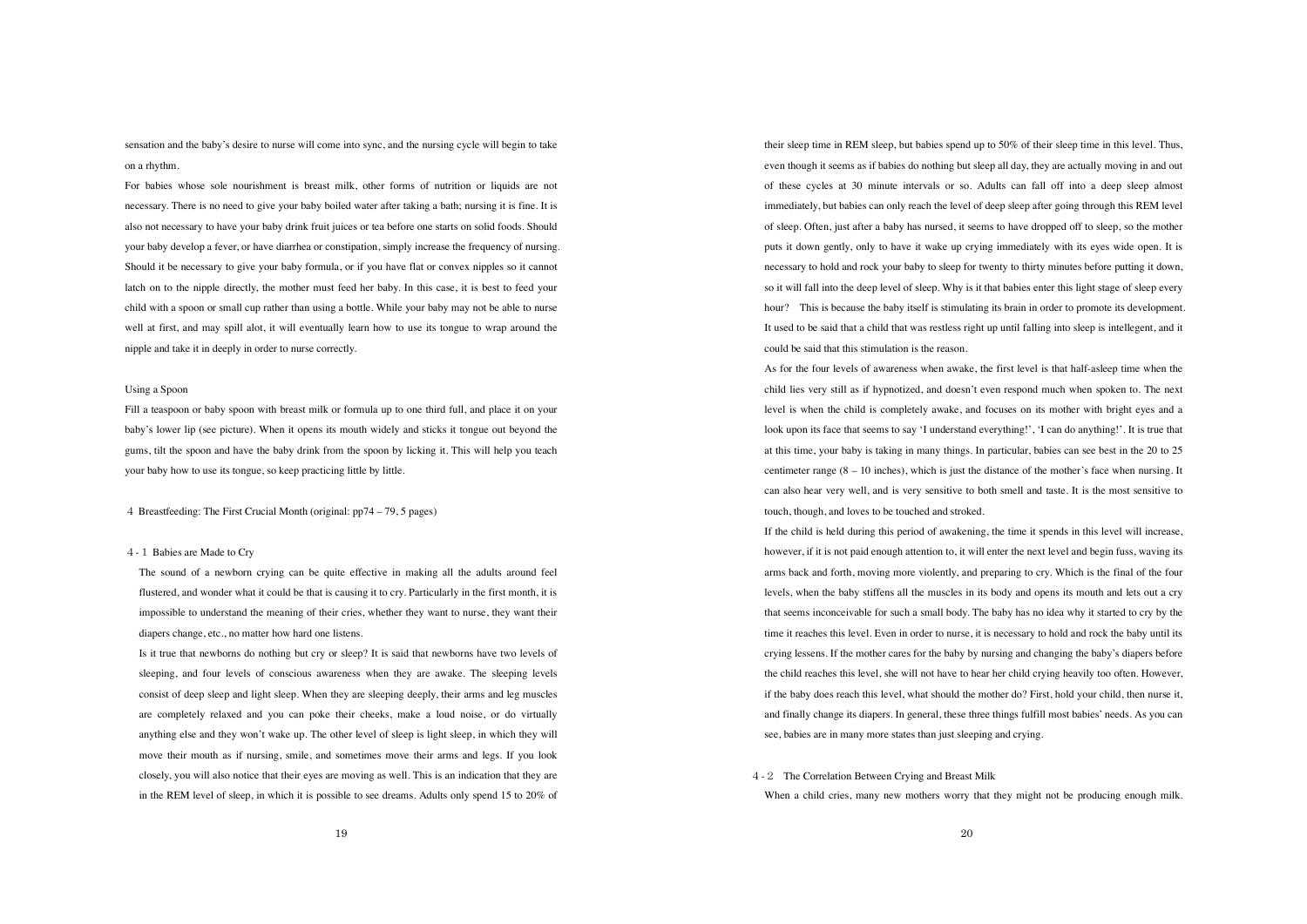sensation and the baby's desire to nurse will come into sync, and the nursing cycle will begin to take on a rhythm.

For babies whose sole nourishment is breast milk, other forms of nutrition or liquids are not necessary. There is no need to give your baby boiled water after taking a bath; nursing it is fine. It is also not necessary to have your baby drink fruit juices or tea before one starts on solid foods. Should your baby develop a fever, or have diarrhea or constipation, simply increase the frequency of nursing. Should it be necessary to give your baby formula, or if you have flat or convex nipples so it cannot latch on to the nipple directly, the mother must feed her baby. In this case, it is best to feed your child with a spoon or small cup rather than using a bottle. While your baby may not be able to nurse well at first, and may spill alot, it will eventually learn how to use its tongue to wrap around the nipple and take it in deeply in order to nurse correctly.

### Using a Spoon

Fill a teaspoon or baby spoon with breast milk or formula up to one third full, and place it on your baby's lower lip (see picture). When it opens its mouth widely and sticks it tongue out beyond the gums, tilt the spoon and have the baby drink from the spoon by licking it. This will help you teach your baby how to use its tongue, so keep practicing little by little.

## 4 Breastfeeding: The First Crucial Month (original: pp74 – 79, 5 pages)

### 4 - 1 Babies are Made to Cry

The sound of a newborn crying can be quite effective in making all the adults around feel flustered, and wonder what it could be that is causing it to cry. Particularly in the first month, it is impossible to understand the meaning of their cries, whether they want to nurse, they want their diapers change, etc., no matter how hard one listens.

Is it true that newborns do nothing but cry or sleep? It is said that newborns have two levels of sleeping, and four levels of conscious awareness when they are awake. The sleeping levels consist of deep sleep and light sleep. When they are sleeping deeply, their arms and leg muscles are completely relaxed and you can poke their cheeks, make a loud noise, or do virtually anything else and they won't wake up. The other level of sleep is light sleep, in which they will move their mouth as if nursing, smile, and sometimes move their arms and legs. If you look closely, you will also notice that their eyes are moving as well. This is an indication that they are in the REM level of sleep, in which it is possible to see dreams. Adults only spend 15 to 20% of their sleep time in REM sleep, but babies spend up to 50% of their sleep time in this level. Thus, even though it seems as if babies do nothing but sleep all day, they are actually moving in and out of these cycles at 30 minute intervals or so. Adults can fall off into a deep sleep almost immediately, but babies can only reach the level of deep sleep after going through this REM level of sleep. Often, just after a baby has nursed, it seems to have dropped off to sleep, so the mother puts it down gently, only to have it wake up crying immediately with its eyes wide open. It is necessary to hold and rock your baby to sleep for twenty to thirty minutes before putting it down, so it will fall into the deep level of sleep. Why is it that babies enter this light stage of sleep every hour? This is because the baby itself is stimulating its brain in order to promote its development. It used to be said that a child that was restless right up until falling into sleep is intellegent, and it could be said that this stimulation is the reason.

As for the four levels of awareness when awake, the first level is that half-asleep time when the child lies very still as if hypnotized, and doesn't even respond much when spoken to. The next level is when the child is completely awake, and focuses on its mother with bright eyes and a look upon its face that seems to say 'I understand everything!', 'I can do anything!'. It is true that at this time, your baby is taking in many things. In particular, babies can see best in the 20 to 25 centimeter range (8 – 10 inches), which is just the distance of the mother's face when nursing. It can also hear very well, and is very sensitive to both smell and taste. It is the most sensitive to touch, though, and loves to be touched and stroked.

If the child is held during this period of awakening, the time it spends in this level will increase, however, if it is not paid enough attention to, it will enter the next level and begin fuss, waving its arms back and forth, moving more violently, and preparing to cry. Which is the final of the four levels, when the baby stiffens all the muscles in its body and opens its mouth and lets out a cry that seems inconceivable for such a small body. The baby has no idea why it started to cry by the time it reaches this level. Even in order to nurse, it is necessary to hold and rock the baby until its crying lessens. If the mother cares for the baby by nursing and changing the baby's diapers before the child reaches this level, she will not have to hear her child crying heavily too often. However, if the baby does reach this level, what should the mother do? First, hold your child, then nurse it, and finally change its diapers. In general, these three things fulfill most babies' needs. As you can see, babies are in many more states than just sleeping and crying.

### 4 - 2 The Correlation Between Crying and Breast Milk

When a child cries, many new mothers worry that they might not be producing enough milk.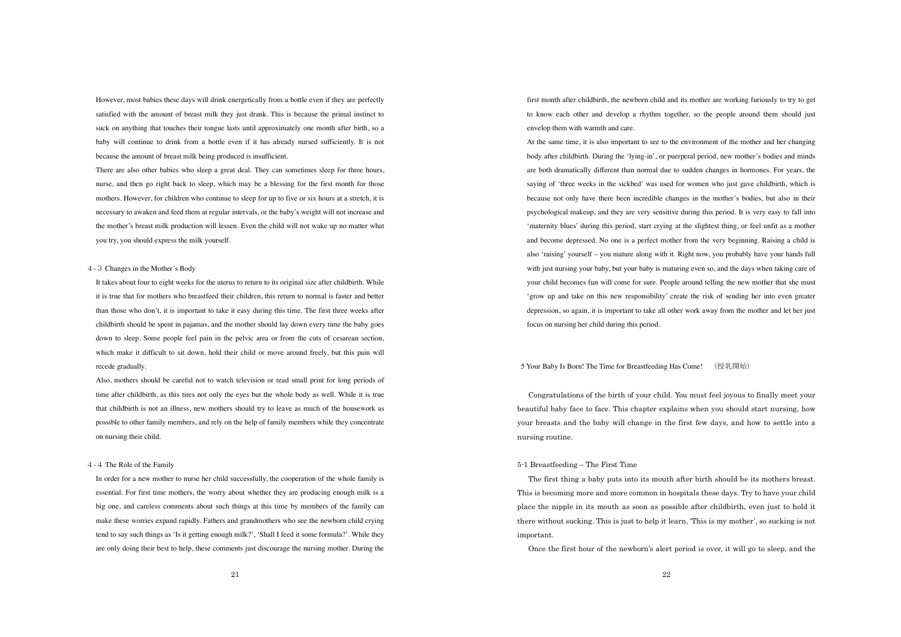However, most babies these days will drink energetically from a bottle even if they are perfectly satisfied with the amount of breast milk they just drank. This is because the primal instinct to suck on anything that touches their tongue lasts until approximately one month after birth, so a baby will continue to drink from a bottle even if it has already nursed sufficiently. It is not because the amount of breast milk being produced is insufficient.

There are also other babies who sleep a great deal. They can sometimes sleep for three hours, nurse, and then go right back to sleep, which may be a blessing for the first month for those mothers. However, for children who continue to sleep for up to five or six hours at a stretch, it is necessary to awaken and feed them at regular intervals, or the baby's weight will not increase and the mother's breast milk production will lessen. Even the child will not wake up no matter what you try, you should express the milk yourself.

### 4 - 3 Changes in the Mother's Body

It takes about four to eight weeks for the uterus to return to its original size after childbirth. While it is true that for mothers who breastfeed their children, this return to normal is faster and better than those who don't, it is important to take it easy during this time. The first three weeks after childbirth should be spent in pajamas, and the mother should lay down every time the baby goes down to sleep. Some people feel pain in the pelvic area or from the cuts of cesarean section, which make it difficult to sit down, hold their child or move around freely, but this pain will recede gradually.

Also, mothers should be careful not to watch television or read small print for long periods of time after childbirth, as this tires not only the eyes but the whole body as well. While it is true that childbirth is not an illness, new mothers should try to leave as much of the housework as possible to other family members, and rely on the help of family members while they concentrate on nursing their child.

### 4 - 4 The Role of the Family

In order for a new mother to nurse her child successfully, the cooperation of the whole family is essential. For first time mothers, the worry about whether they are producing enough milk is a big one, and careless comments about such things at this time by members of the family can make these worries expand rapidly. Fathers and grandmothers who see the newborn child crying tend to say such things as 'Is it getting enough milk?', 'Shall I feed it some formula?'. While they are only doing their best to help, these comments just discourage the nursing mother. During the first month after childbirth, the newborn child and its mother are working furiously to try to get to know each other and develop a rhythm together, so the people around them should just envelop them with warmth and care.

At the same time, it is also important to see to the environment of the mother and her changing body after childbirth. During the 'lying-in', or puerperal period, new mother's bodies and minds are both dramatically different than normal due to sudden changes in hormones. For years, the saying of 'three weeks in the sickbed' was used for women who just gave childbirth, which is because not only have there been incredible changes in the mother's bodies, but also in their psychological makeup, and they are very sensitive during this period. It is very easy to fall into 'maternity blues' during this period, start crying at the slightest thing, or feel unfit as a mother and become depressed. No one is a perfect mother from the very beginning. Raising a child is also 'raising' yourself – you mature along with it. Right now, you probably have your hands full with just nursing your baby, but your baby is maturing even so, and the days when taking care of your child becomes fun will come for sure. People around telling the new mother that she must 'grow up and take on this new responsibility' create the risk of sending her into even greater depression, so again, it is important to take all other work away from the mother and let her just focus on nursing her child during this period.

## 5 Your Baby Is Born! The Time for Breastfeeding Has Come!　（授乳開始）

Congratulations of the birth of your child. You must feel joyous to finally meet your beautiful baby face to face. This chapter explains when you should start nursing, how your breasts and the baby will change in the first few days, and how to settle into a nursing routine.

### 5-1 Breastfeeding – The First Time

The first thing a baby puts into its mouth after birth should be its mothers breast. This is becoming more and more common in hospitals these days. Try to have your child place the nipple in its mouth as soon as possible after childbirth, even just to hold it there without sucking. This is just to help it learn, 'This is my mother', so sucking is not important.

Once the first hour of the newborn's alert period is over, it will go to sleep, and the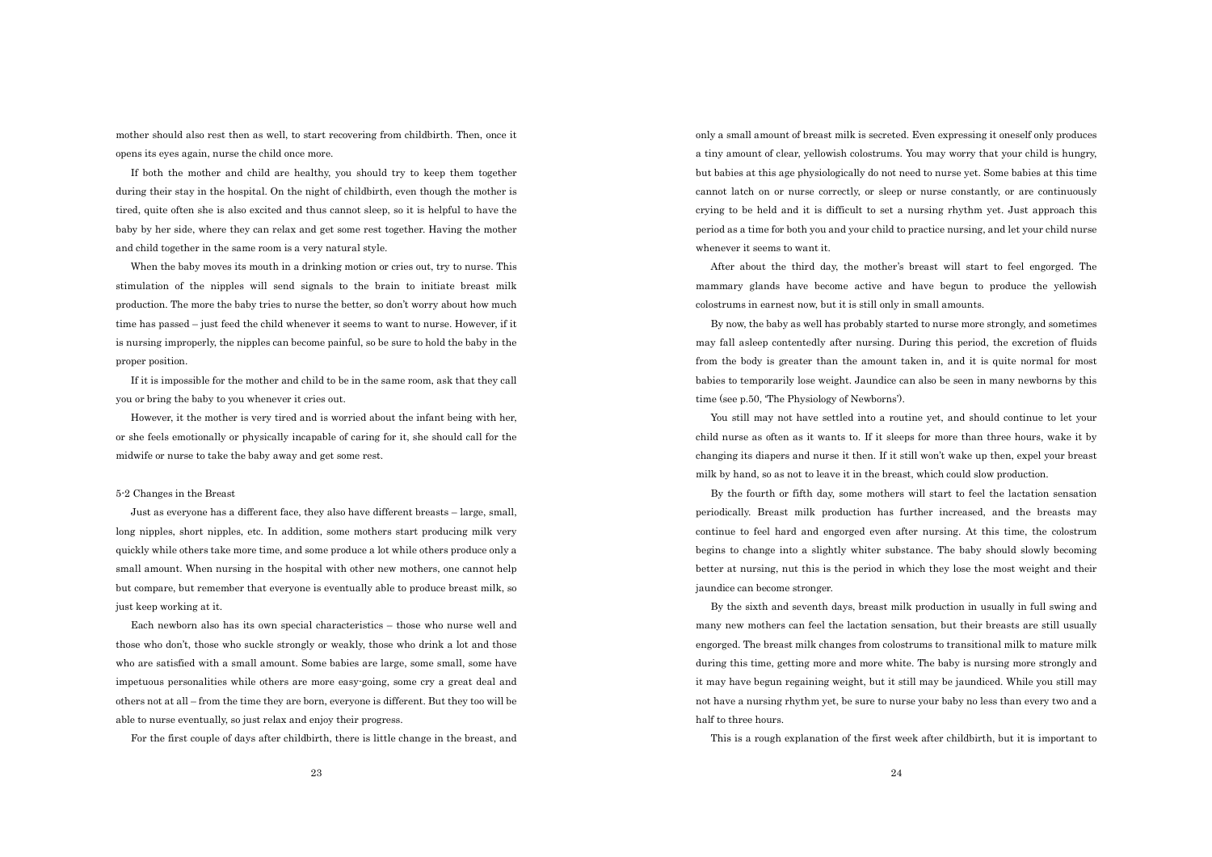mother should also rest then as well, to start recovering from childbirth. Then, once it opens its eyes again, nurse the child once more.

If both the mother and child are healthy, you should try to keep them together during their stay in the hospital. On the night of childbirth, even though the mother is tired, quite often she is also excited and thus cannot sleep, so it is helpful to have the baby by her side, where they can relax and get some rest together. Having the mother and child together in the same room is a very natural style.

When the baby moves its mouth in a drinking motion or cries out, try to nurse. This stimulation of the nipples will send signals to the brain to initiate breast milk production. The more the baby tries to nurse the better, so don't worry about how much time has passed – just feed the child whenever it seems to want to nurse. However, if it is nursing improperly, the nipples can become painful, so be sure to hold the baby in the proper position.

If it is impossible for the mother and child to be in the same room, ask that they call you or bring the baby to you whenever it cries out.

However, it the mother is very tired and is worried about the infant being with her, or she feels emotionally or physically incapable of caring for it, she should call for the midwife or nurse to take the baby away and get some rest.

### 5-2 Changes in the Breast

Just as everyone has a different face, they also have different breasts – large, small, long nipples, short nipples, etc. In addition, some mothers start producing milk very quickly while others take more time, and some produce a lot while others produce only a small amount. When nursing in the hospital with other new mothers, one cannot help but compare, but remember that everyone is eventually able to produce breast milk, so just keep working at it.

Each newborn also has its own special characteristics – those who nurse well and those who don't, those who suckle strongly or weakly, those who drink a lot and those who are satisfied with a small amount. Some babies are large, some small, some have impetuous personalities while others are more easy-going, some cry a great deal and others not at all – from the time they are born, everyone is different. But they too will be able to nurse eventually, so just relax and enjoy their progress.

For the first couple of days after childbirth, there is little change in the breast, and only a small amount of breast milk is secreted. Even expressing it oneself only produces a tiny amount of clear, yellowish colostrums. You may worry that your child is hungry, but babies at this age physiologically do not need to nurse yet. Some babies at this time cannot latch on or nurse correctly, or sleep or nurse constantly, or are continuously crying to be held and it is difficult to set a nursing rhythm yet. Just approach this period as a time for both you and your child to practice nursing, and let your child nurse whenever it seems to want it.

After about the third day, the mother's breast will start to feel engorged. The mammary glands have become active and have begun to produce the yellowish colostrums in earnest now, but it is still only in small amounts.

By now, the baby as well has probably started to nurse more strongly, and sometimes may fall asleep contentedly after nursing. During this period, the excretion of fluids from the body is greater than the amount taken in, and it is quite normal for most babies to temporarily lose weight. Jaundice can also be seen in many newborns by this time (see p.50, 'The Physiology of Newborns').

You still may not have settled into a routine yet, and should continue to let your child nurse as often as it wants to. If it sleeps for more than three hours, wake it by changing its diapers and nurse it then. If it still won't wake up then, expel your breast milk by hand, so as not to leave it in the breast, which could slow production.

By the fourth or fifth day, some mothers will start to feel the lactation sensation periodically. Breast milk production has further increased, and the breasts may continue to feel hard and engorged even after nursing. At this time, the colostrum begins to change into a slightly whiter substance. The baby should slowly becoming better at nursing, nut this is the period in which they lose the most weight and their jaundice can become stronger.

By the sixth and seventh days, breast milk production in usually in full swing and many new mothers can feel the lactation sensation, but their breasts are still usually engorged. The breast milk changes from colostrums to transitional milk to mature milk during this time, getting more and more white. The baby is nursing more strongly and it may have begun regaining weight, but it still may be jaundiced. While you still may not have a nursing rhythm yet, be sure to nurse your baby no less than every two and a half to three hours.

This is a rough explanation of the first week after childbirth, but it is important to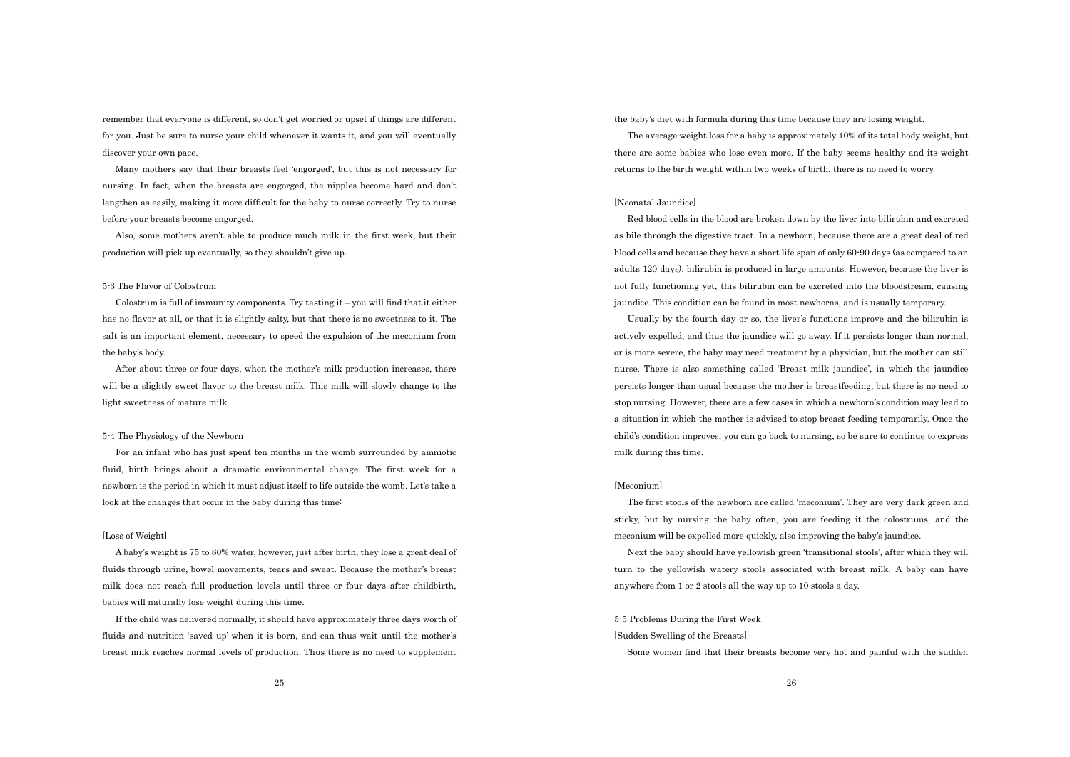remember that everyone is different, so don't get worried or upset if things are different for you. Just be sure to nurse your child whenever it wants it, and you will eventually discover your own pace.

Many mothers say that their breasts feel 'engorged', but this is not necessary for nursing. In fact, when the breasts are engorged, the nipples become hard and don't lengthen as easily, making it more difficult for the baby to nurse correctly. Try to nurse before your breasts become engorged.

Also, some mothers aren't able to produce much milk in the first week, but their production will pick up eventually, so they shouldn't give up.

### 5-3 The Flavor of Colostrum

Colostrum is full of immunity components. Try tasting it – you will find that it either has no flavor at all, or that it is slightly salty, but that there is no sweetness to it. The salt is an important element, necessary to speed the expulsion of the meconium from the baby's body.

After about three or four days, when the mother's milk production increases, there will be a slightly sweet flavor to the breast milk. This milk will slowly change to the light sweetness of mature milk.

### 5-4 The Physiology of the Newborn

For an infant who has just spent ten months in the womb surrounded by amniotic fluid, birth brings about a dramatic environmental change. The first week for a newborn is the period in which it must adjust itself to life outside the womb. Let's take a look at the changes that occur in the baby during this time:

#### [Loss of Weight]

A baby's weight is 75 to 80% water, however, just after birth, they lose a great deal of fluids through urine, bowel movements, tears and sweat. Because the mother's breast milk does not reach full production levels until three or four days after childbirth, babies will naturally lose weight during this time.

If the child was delivered normally, it should have approximately three days worth of fluids and nutrition 'saved up' when it is born, and can thus wait until the mother's breast milk reaches normal levels of production. Thus there is no need to supplement the baby's diet with formula during this time because they are losing weight.

The average weight loss for a baby is approximately 10% of its total body weight, but there are some babies who lose even more. If the baby seems healthy and its weight returns to the birth weight within two weeks of birth, there is no need to worry.

#### [Neonatal Jaundice]

Red blood cells in the blood are broken down by the liver into bilirubin and excreted as bile through the digestive tract. In a newborn, because there are a great deal of red blood cells and because they have a short life span of only 60-90 days (as compared to an adults 120 days), bilirubin is produced in large amounts. However, because the liver is not fully functioning yet, this bilirubin can be excreted into the bloodstream, causing jaundice. This condition can be found in most newborns, and is usually temporary.

Usually by the fourth day or so, the liver's functions improve and the bilirubin is actively expelled, and thus the jaundice will go away. If it persists longer than normal, or is more severe, the baby may need treatment by a physician, but the mother can still nurse. There is also something called 'Breast milk jaundice', in which the jaundice persists longer than usual because the mother is breastfeeding, but there is no need to stop nursing. However, there are a few cases in which a newborn's condition may lead to a situation in which the mother is advised to stop breast feeding temporarily. Once the child's condition improves, you can go back to nursing, so be sure to continue to express milk during this time.

#### [Meconium]

The first stools of the newborn are called 'meconium'. They are very dark green and sticky, but by nursing the baby often, you are feeding it the colostrums, and the meconium will be expelled more quickly, also improving the baby's jaundice.

Next the baby should have yellowish-green 'transitional stools', after which they will turn to the yellowish watery stools associated with breast milk. A baby can have anywhere from 1 or 2 stools all the way up to 10 stools a day.

### 5-5 Problems During the First Week

#### [Sudden Swelling of the Breasts]

Some women find that their breasts become very hot and painful with the sudden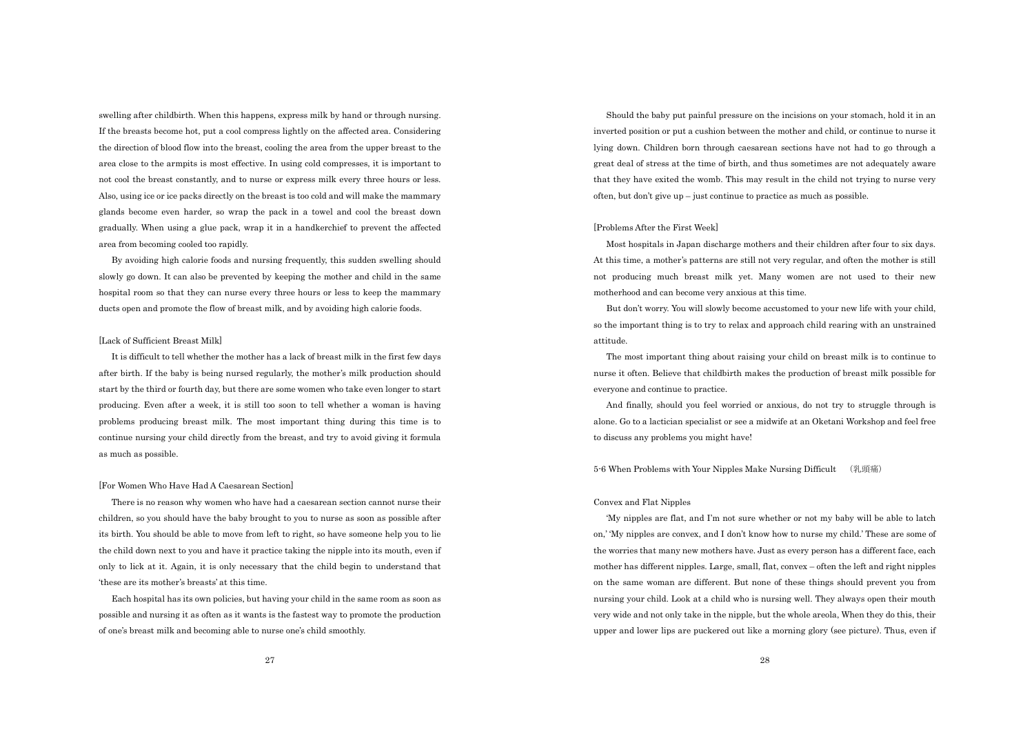swelling after childbirth. When this happens, express milk by hand or through nursing. If the breasts become hot, put a cool compress lightly on the affected area. Considering the direction of blood flow into the breast, cooling the area from the upper breast to the area close to the armpits is most effective. In using cold compresses, it is important to not cool the breast constantly, and to nurse or express milk every three hours or less. Also, using ice or ice packs directly on the breast is too cold and will make the mammary glands become even harder, so wrap the pack in a towel and cool the breast down gradually. When using a glue pack, wrap it in a handkerchief to prevent the affected area from becoming cooled too rapidly.

By avoiding high calorie foods and nursing frequently, this sudden swelling should slowly go down. It can also be prevented by keeping the mother and child in the same hospital room so that they can nurse every three hours or less to keep the mammary ducts open and promote the flow of breast milk, and by avoiding high calorie foods.

[Lack of Sufficient Breast Milk]

It is difficult to tell whether the mother has a lack of breast milk in the first few days after birth. If the baby is being nursed regularly, the mother's milk production should start by the third or fourth day, but there are some women who take even longer to start producing. Even after a week, it is still too soon to tell whether a woman is having problems producing breast milk. The most important thing during this time is to continue nursing your child directly from the breast, and try to avoid giving it formula as much as possible.

[For Women Who Have Had A Caesarean Section]

There is no reason why women who have had a caesarean section cannot nurse their children, so you should have the baby brought to you to nurse as soon as possible after its birth. You should be able to move from left to right, so have someone help you to lie the child down next to you and have it practice taking the nipple into its mouth, even if only to lick at it. Again, it is only necessary that the child begin to understand that 'these are its mother's breasts' at this time.

Each hospital has its own policies, but having your child in the same room as soon as possible and nursing it as often as it wants is the fastest way to promote the production of one's breast milk and becoming able to nurse one's child smoothly.

Should the baby put painful pressure on the incisions on your stomach, hold it in an inverted position or put a cushion between the mother and child, or continue to nurse it lying down. Children born through caesarean sections have not had to go through a great deal of stress at the time of birth, and thus sometimes are not adequately aware that they have exited the womb. This may result in the child not trying to nurse very often, but don't give up – just continue to practice as much as possible.

[Problems After the First Week]

Most hospitals in Japan discharge mothers and their children after four to six days. At this time, a mother's patterns are still not very regular, and often the mother is still not producing much breast milk yet. Many women are not used to their new motherhood and can become very anxious at this time.

But don't worry. You will slowly become accustomed to your new life with your child, so the important thing is to try to relax and approach child rearing with an unstrained attitude.

The most important thing about raising your child on breast milk is to continue to nurse it often. Believe that childbirth makes the production of breast milk possible for everyone and continue to practice.

And finally, should you feel worried or anxious, do not try to struggle through is alone. Go to a lactician specialist or see a midwife at an Oketani Workshop and feel free to discuss any problems you might have!

## 5-6 When Problems with Your Nipples Make Nursing Difficult （乳頭痛）

### Convex and Flat Nipples

'My nipples are flat, and I'm not sure whether or not my baby will be able to latch on,' 'My nipples are convex, and I don't know how to nurse my child.' These are some of the worries that many new mothers have. Just as every person has a different face, each mother has different nipples. Large, small, flat, convex – often the left and right nipples on the same woman are different. But none of these things should prevent you from nursing your child. Look at a child who is nursing well. They always open their mouth very wide and not only take in the nipple, but the whole areola, When they do this, their upper and lower lips are puckered out like a morning glory (see picture). Thus, even if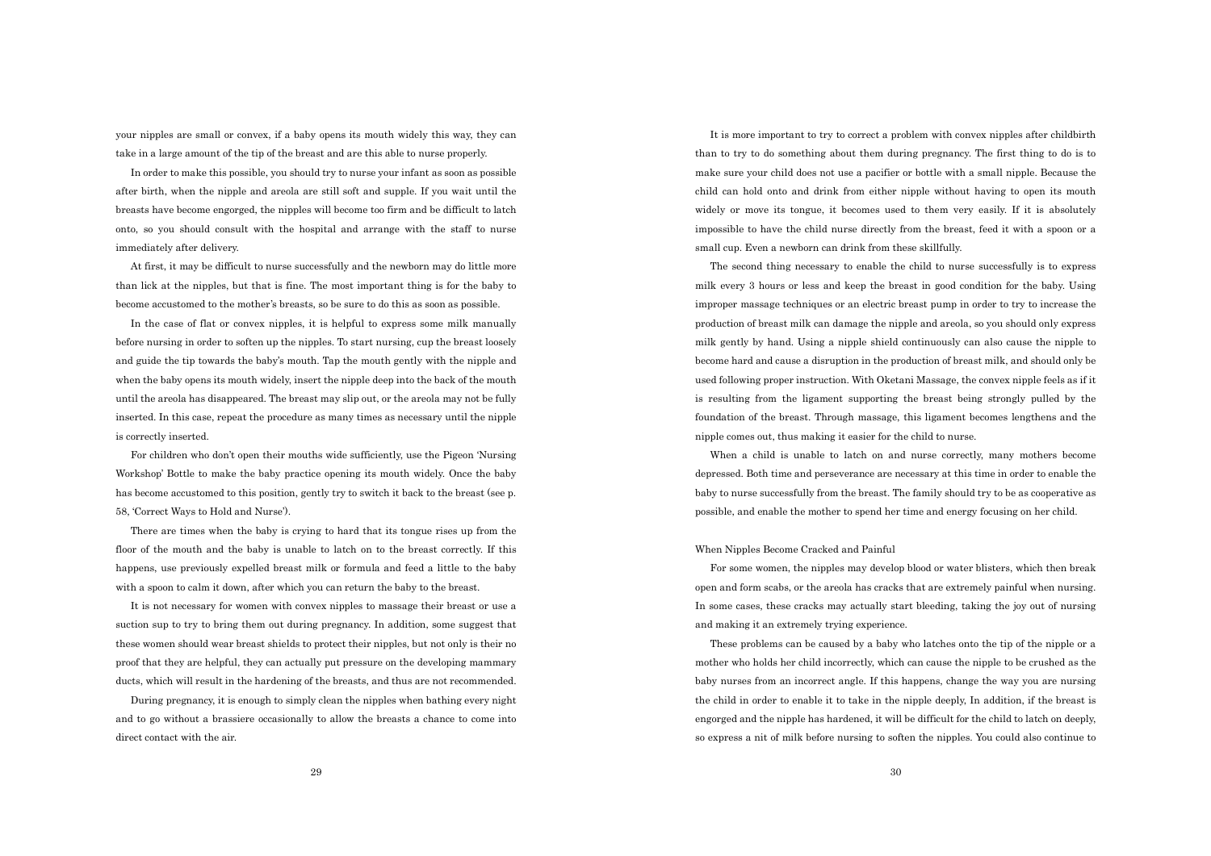your nipples are small or convex, if a baby opens its mouth widely this way, they can take in a large amount of the tip of the breast and are this able to nurse properly.

In order to make this possible, you should try to nurse your infant as soon as possible after birth, when the nipple and areola are still soft and supple. If you wait until the breasts have become engorged, the nipples will become too firm and be difficult to latch onto, so you should consult with the hospital and arrange with the staff to nurse immediately after delivery.

At first, it may be difficult to nurse successfully and the newborn may do little more than lick at the nipples, but that is fine. The most important thing is for the baby to become accustomed to the mother's breasts, so be sure to do this as soon as possible.

In the case of flat or convex nipples, it is helpful to express some milk manually before nursing in order to soften up the nipples. To start nursing, cup the breast loosely and guide the tip towards the baby's mouth. Tap the mouth gently with the nipple and when the baby opens its mouth widely, insert the nipple deep into the back of the mouth until the areola has disappeared. The breast may slip out, or the areola may not be fully inserted. In this case, repeat the procedure as many times as necessary until the nipple is correctly inserted.

For children who don't open their mouths wide sufficiently, use the Pigeon 'Nursing Workshop' Bottle to make the baby practice opening its mouth widely. Once the baby has become accustomed to this position, gently try to switch it back to the breast (see p. 58, 'Correct Ways to Hold and Nurse').

There are times when the baby is crying to hard that its tongue rises up from the floor of the mouth and the baby is unable to latch on to the breast correctly. If this happens, use previously expelled breast milk or formula and feed a little to the baby with a spoon to calm it down, after which you can return the baby to the breast.

It is not necessary for women with convex nipples to massage their breast or use a suction sup to try to bring them out during pregnancy. In addition, some suggest that these women should wear breast shields to protect their nipples, but not only is their no proof that they are helpful, they can actually put pressure on the developing mammary ducts, which will result in the hardening of the breasts, and thus are not recommended.

During pregnancy, it is enough to simply clean the nipples when bathing every night and to go without a brassiere occasionally to allow the breasts a chance to come into direct contact with the air.

It is more important to try to correct a problem with convex nipples after childbirth than to try to do something about them during pregnancy. The first thing to do is to make sure your child does not use a pacifier or bottle with a small nipple. Because the child can hold onto and drink from either nipple without having to open its mouth widely or move its tongue, it becomes used to them very easily. If it is absolutely impossible to have the child nurse directly from the breast, feed it with a spoon or a small cup. Even a newborn can drink from these skillfully.

The second thing necessary to enable the child to nurse successfully is to express milk every 3 hours or less and keep the breast in good condition for the baby. Using improper massage techniques or an electric breast pump in order to try to increase the production of breast milk can damage the nipple and areola, so you should only express milk gently by hand. Using a nipple shield continuously can also cause the nipple to become hard and cause a disruption in the production of breast milk, and should only be used following proper instruction. With Oketani Massage, the convex nipple feels as if it is resulting from the ligament supporting the breast being strongly pulled by the foundation of the breast. Through massage, this ligament becomes lengthens and the nipple comes out, thus making it easier for the child to nurse.

When a child is unable to latch on and nurse correctly, many mothers become depressed. Both time and perseverance are necessary at this time in order to enable the baby to nurse successfully from the breast. The family should try to be as cooperative as possible, and enable the mother to spend her time and energy focusing on her child.

### When Nipples Become Cracked and Painful

For some women, the nipples may develop blood or water blisters, which then break open and form scabs, or the areola has cracks that are extremely painful when nursing. In some cases, these cracks may actually start bleeding, taking the joy out of nursing and making it an extremely trying experience.

These problems can be caused by a baby who latches onto the tip of the nipple or a mother who holds her child incorrectly, which can cause the nipple to be crushed as the baby nurses from an incorrect angle. If this happens, change the way you are nursing the child in order to enable it to take in the nipple deeply, In addition, if the breast is engorged and the nipple has hardened, it will be difficult for the child to latch on deeply, so express a nit of milk before nursing to soften the nipples. You could also continue to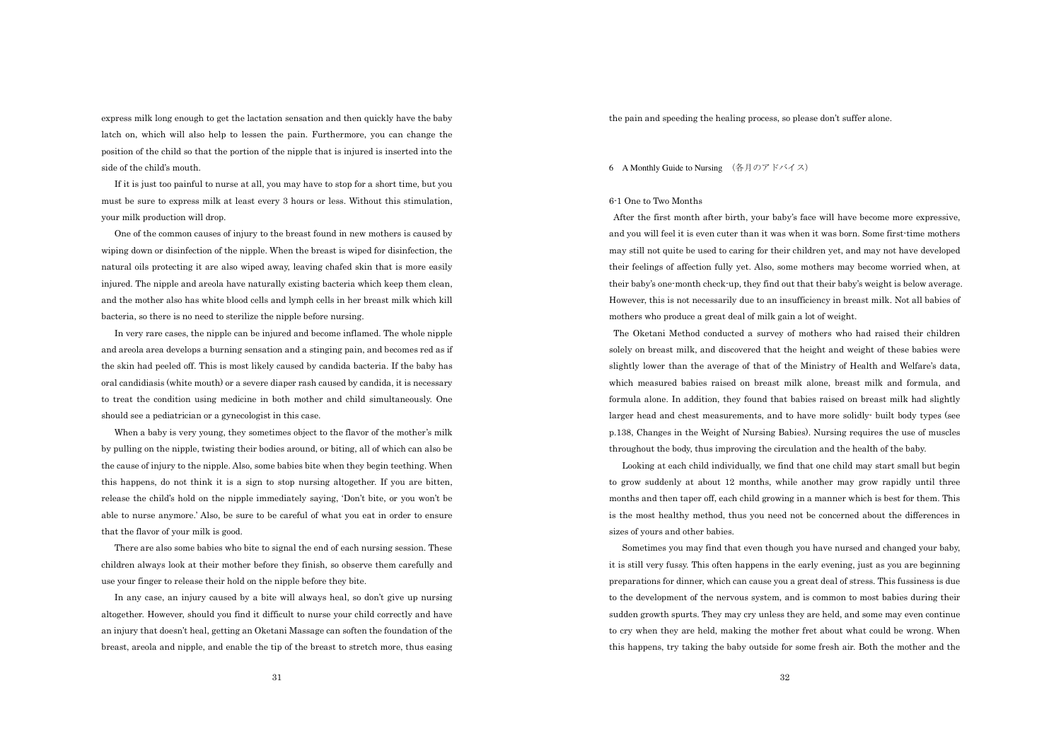express milk long enough to get the lactation sensation and then quickly have the baby latch on, which will also help to lessen the pain. Furthermore, you can change the position of the child so that the portion of the nipple that is injured is inserted into the side of the child's mouth.

If it is just too painful to nurse at all, you may have to stop for a short time, but you must be sure to express milk at least every 3 hours or less. Without this stimulation, your milk production will drop.

One of the common causes of injury to the breast found in new mothers is caused by wiping down or disinfection of the nipple. When the breast is wiped for disinfection, the natural oils protecting it are also wiped away, leaving chafed skin that is more easily injured. The nipple and areola have naturally existing bacteria which keep them clean, and the mother also has white blood cells and lymph cells in her breast milk which kill bacteria, so there is no need to sterilize the nipple before nursing.

In very rare cases, the nipple can be injured and become inflamed. The whole nipple and areola area develops a burning sensation and a stinging pain, and becomes red as if the skin had peeled off. This is most likely caused by candida bacteria. If the baby has oral candidiasis (white mouth) or a severe diaper rash caused by candida, it is necessary to treat the condition using medicine in both mother and child simultaneously. One should see a pediatrician or a gynecologist in this case.

When a baby is very young, they sometimes object to the flavor of the mother's milk by pulling on the nipple, twisting their bodies around, or biting, all of which can also be the cause of injury to the nipple. Also, some babies bite when they begin teething. When this happens, do not think it is a sign to stop nursing altogether. If you are bitten, release the child's hold on the nipple immediately saying, 'Don't bite, or you won't be able to nurse anymore.' Also, be sure to be careful of what you eat in order to ensure that the flavor of your milk is good.

There are also some babies who bite to signal the end of each nursing session. These children always look at their mother before they finish, so observe them carefully and use your finger to release their hold on the nipple before they bite.

In any case, an injury caused by a bite will always heal, so don't give up nursing altogether. However, should you find it difficult to nurse your child correctly and have an injury that doesn't heal, getting an Oketani Massage can soften the foundation of the breast, areola and nipple, and enable the tip of the breast to stretch more, thus easing the pain and speeding the healing process, so please don't suffer alone.

## 6 A Monthly Guide to Nursing （各月のアドバイス）

### 6-1 One to Two Months

After the first month after birth, your baby's face will have become more expressive, and you will feel it is even cuter than it was when it was born. Some first-time mothers may still not quite be used to caring for their children yet, and may not have developed their feelings of affection fully yet. Also, some mothers may become worried when, at their baby's one-month check-up, they find out that their baby's weight is below average. However, this is not necessarily due to an insufficiency in breast milk. Not all babies of mothers who produce a great deal of milk gain a lot of weight.

The Oketani Method conducted a survey of mothers who had raised their children solely on breast milk, and discovered that the height and weight of these babies were slightly lower than the average of that of the Ministry of Health and Welfare's data, which measured babies raised on breast milk alone, breast milk and formula, and formula alone. In addition, they found that babies raised on breast milk had slightly larger head and chest measurements, and to have more solidly- built body types (see p.138, Changes in the Weight of Nursing Babies). Nursing requires the use of muscles throughout the body, thus improving the circulation and the health of the baby.

Looking at each child individually, we find that one child may start small but begin to grow suddenly at about 12 months, while another may grow rapidly until three months and then taper off, each child growing in a manner which is best for them. This is the most healthy method, thus you need not be concerned about the differences in sizes of yours and other babies.

Sometimes you may find that even though you have nursed and changed your baby, it is still very fussy. This often happens in the early evening, just as you are beginning preparations for dinner, which can cause you a great deal of stress. This fussiness is due to the development of the nervous system, and is common to most babies during their sudden growth spurts. They may cry unless they are held, and some may even continue to cry when they are held, making the mother fret about what could be wrong. When this happens, try taking the baby outside for some fresh air. Both the mother and the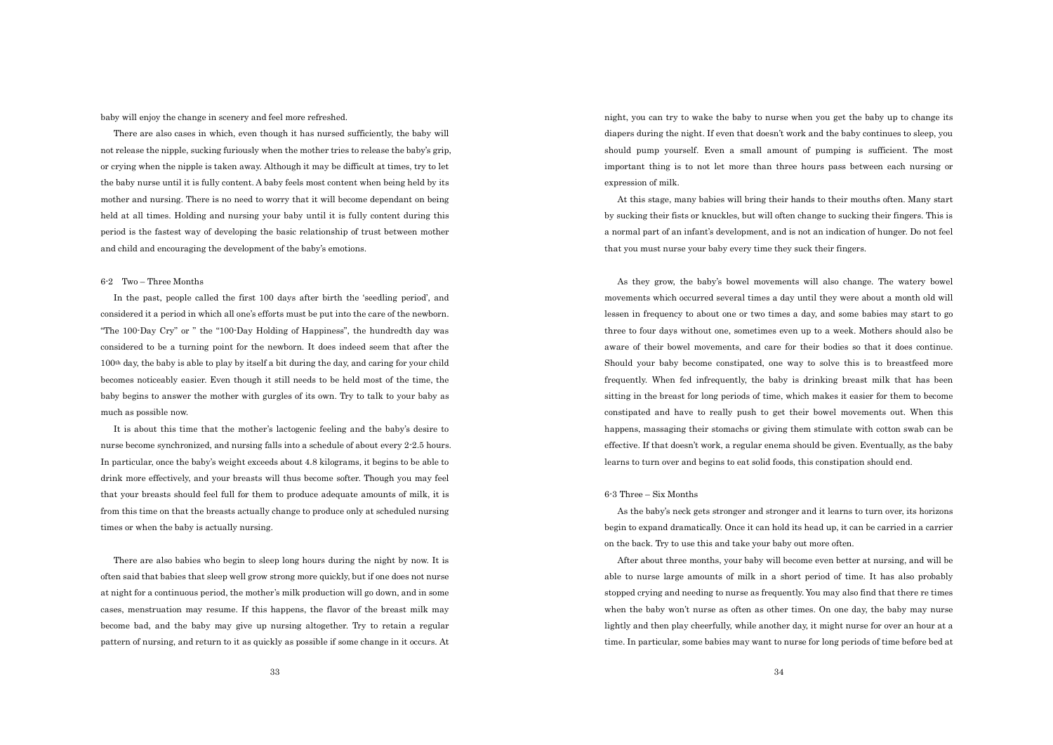baby will enjoy the change in scenery and feel more refreshed.

There are also cases in which, even though it has nursed sufficiently, the baby will not release the nipple, sucking furiously when the mother tries to release the baby's grip, or crying when the nipple is taken away. Although it may be difficult at times, try to let the baby nurse until it is fully content. A baby feels most content when being held by its mother and nursing. There is no need to worry that it will become dependant on being held at all times. Holding and nursing your baby until it is fully content during this period is the fastest way of developing the basic relationship of trust between mother and child and encouraging the development of the baby's emotions.

### 6-2 Two – Three Months

In the past, people called the first 100 days after birth the 'seedling period', and considered it a period in which all one's efforts must be put into the care of the newborn. "The 100-Day Cry" or " the "100-Day Holding of Happiness", the hundredth day was considered to be a turning point for the newborn. It does indeed seem that after the 100th day, the baby is able to play by itself a bit during the day, and caring for your child becomes noticeably easier. Even though it still needs to be held most of the time, the baby begins to answer the mother with gurgles of its own. Try to talk to your baby as much as possible now.

It is about this time that the mother's lactogenic feeling and the baby's desire to nurse become synchronized, and nursing falls into a schedule of about every 2-2.5 hours. In particular, once the baby's weight exceeds about 4.8 kilograms, it begins to be able to drink more effectively, and your breasts will thus become softer. Though you may feel that your breasts should feel full for them to produce adequate amounts of milk, it is from this time on that the breasts actually change to produce only at scheduled nursing times or when the baby is actually nursing.

There are also babies who begin to sleep long hours during the night by now. It is often said that babies that sleep well grow strong more quickly, but if one does not nurse at night for a continuous period, the mother's milk production will go down, and in some cases, menstruation may resume. If this happens, the flavor of the breast milk may become bad, and the baby may give up nursing altogether. Try to retain a regular pattern of nursing, and return to it as quickly as possible if some change in it occurs. At night, you can try to wake the baby to nurse when you get the baby up to change its diapers during the night. If even that doesn't work and the baby continues to sleep, you should pump yourself. Even a small amount of pumping is sufficient. The most important thing is to not let more than three hours pass between each nursing or expression of milk.

At this stage, many babies will bring their hands to their mouths often. Many start by sucking their fists or knuckles, but will often change to sucking their fingers. This is a normal part of an infant's development, and is not an indication of hunger. Do not feel that you must nurse your baby every time they suck their fingers.

As they grow, the baby's bowel movements will also change. The watery bowel movements which occurred several times a day until they were about a month old will lessen in frequency to about one or two times a day, and some babies may start to go three to four days without one, sometimes even up to a week. Mothers should also be aware of their bowel movements, and care for their bodies so that it does continue. Should your baby become constipated, one way to solve this is to breastfeed more frequently. When fed infrequently, the baby is drinking breast milk that has been sitting in the breast for long periods of time, which makes it easier for them to become constipated and have to really push to get their bowel movements out. When this happens, massaging their stomachs or giving them stimulate with cotton swab can be effective. If that doesn't work, a regular enema should be given. Eventually, as the baby learns to turn over and begins to eat solid foods, this constipation should end.

### 6-3 Three – Six Months

As the baby's neck gets stronger and stronger and it learns to turn over, its horizons begin to expand dramatically. Once it can hold its head up, it can be carried in a carrier on the back. Try to use this and take your baby out more often.

After about three months, your baby will become even better at nursing, and will be able to nurse large amounts of milk in a short period of time. It has also probably stopped crying and needing to nurse as frequently. You may also find that there re times when the baby won't nurse as often as other times. On one day, the baby may nurse lightly and then play cheerfully, while another day, it might nurse for over an hour at a time. In particular, some babies may want to nurse for long periods of time before bed at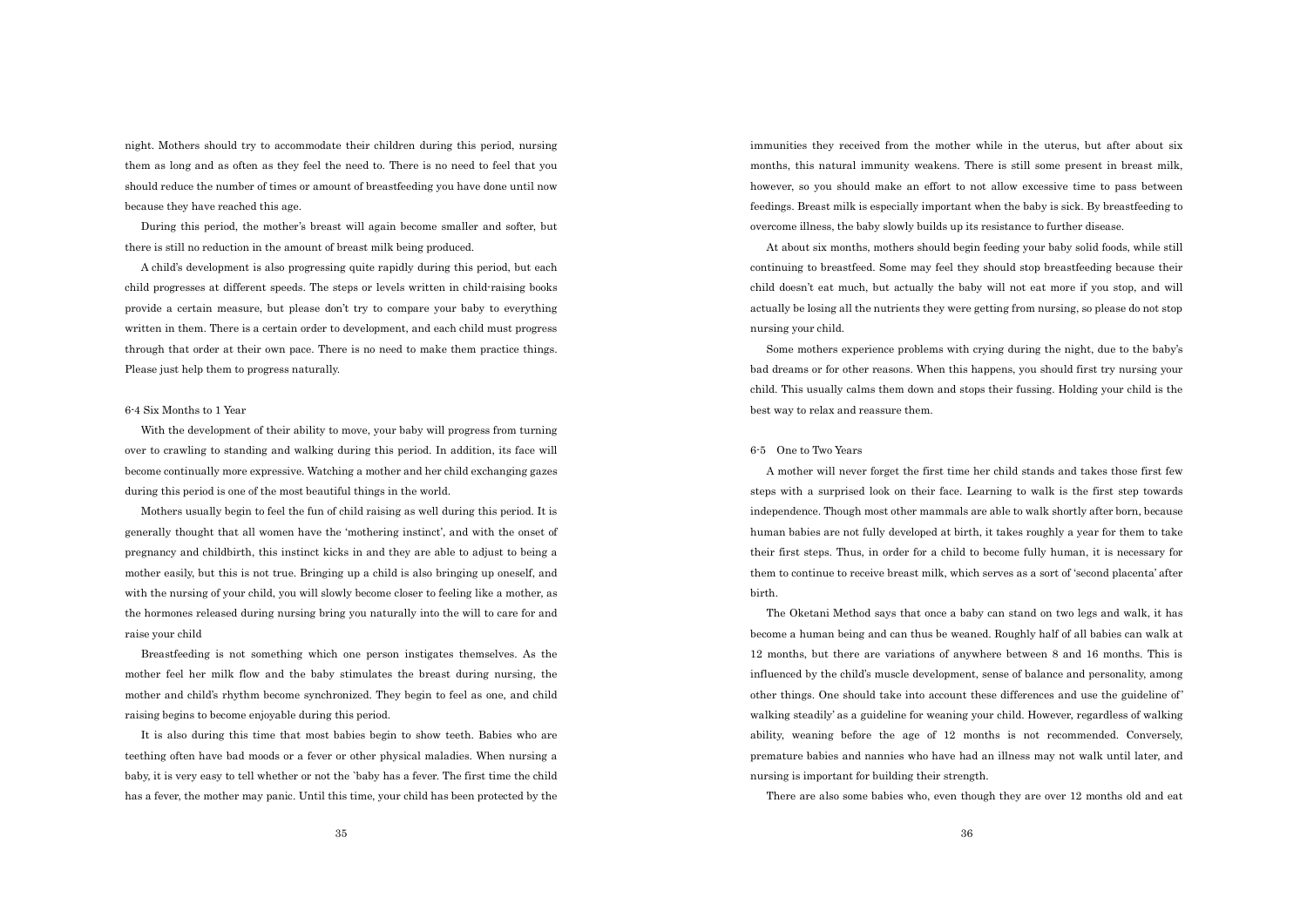night. Mothers should try to accommodate their children during this period, nursing them as long and as often as they feel the need to. There is no need to feel that you should reduce the number of times or amount of breastfeeding you have done until now because they have reached this age.

During this period, the mother's breast will again become smaller and softer, but there is still no reduction in the amount of breast milk being produced.

A child's development is also progressing quite rapidly during this period, but each child progresses at different speeds. The steps or levels written in child-raising books provide a certain measure, but please don't try to compare your baby to everything written in them. There is a certain order to development, and each child must progress through that order at their own pace. There is no need to make them practice things. Please just help them to progress naturally.

### 6-4 Six Months to 1 Year

With the development of their ability to move, your baby will progress from turning over to crawling to standing and walking during this period. In addition, its face will become continually more expressive. Watching a mother and her child exchanging gazes during this period is one of the most beautiful things in the world.

Mothers usually begin to feel the fun of child raising as well during this period. It is generally thought that all women have the 'mothering instinct', and with the onset of pregnancy and childbirth, this instinct kicks in and they are able to adjust to being a mother easily, but this is not true. Bringing up a child is also bringing up oneself, and with the nursing of your child, you will slowly become closer to feeling like a mother, as the hormones released during nursing bring you naturally into the will to care for and raise your child

Breastfeeding is not something which one person instigates themselves. As the mother feel her milk flow and the baby stimulates the breast during nursing, the mother and child's rhythm become synchronized. They begin to feel as one, and child raising begins to become enjoyable during this period.

It is also during this time that most babies begin to show teeth. Babies who are teething often have bad moods or a fever or other physical maladies. When nursing a baby, it is very easy to tell whether or not the `baby has a fever. The first time the child has a fever, the mother may panic. Until this time, your child has been protected by the immunities they received from the mother while in the uterus, but after about six months, this natural immunity weakens. There is still some present in breast milk, however, so you should make an effort to not allow excessive time to pass between feedings. Breast milk is especially important when the baby is sick. By breastfeeding to overcome illness, the baby slowly builds up its resistance to further disease.

At about six months, mothers should begin feeding your baby solid foods, while still continuing to breastfeed. Some may feel they should stop breastfeeding because their child doesn't eat much, but actually the baby will not eat more if you stop, and will actually be losing all the nutrients they were getting from nursing, so please do not stop nursing your child.

Some mothers experience problems with crying during the night, due to the baby's bad dreams or for other reasons. When this happens, you should first try nursing your child. This usually calms them down and stops their fussing. Holding your child is the best way to relax and reassure them.

### 6-5 One to Two Years

A mother will never forget the first time her child stands and takes those first few steps with a surprised look on their face. Learning to walk is the first step towards independence. Though most other mammals are able to walk shortly after born, because human babies are not fully developed at birth, it takes roughly a year for them to take their first steps. Thus, in order for a child to become fully human, it is necessary for them to continue to receive breast milk, which serves as a sort of 'second placenta' after birth.

The Oketani Method says that once a baby can stand on two legs and walk, it has become a human being and can thus be weaned. Roughly half of all babies can walk at 12 months, but there are variations of anywhere between 8 and 16 months. This is influenced by the child's muscle development, sense of balance and personality, among other things. One should take into account these differences and use the guideline of' walking steadily' as a guideline for weaning your child. However, regardless of walking ability, weaning before the age of 12 months is not recommended. Conversely, premature babies and nannies who have had an illness may not walk until later, and nursing is important for building their strength.

There are also some babies who, even though they are over 12 months old and eat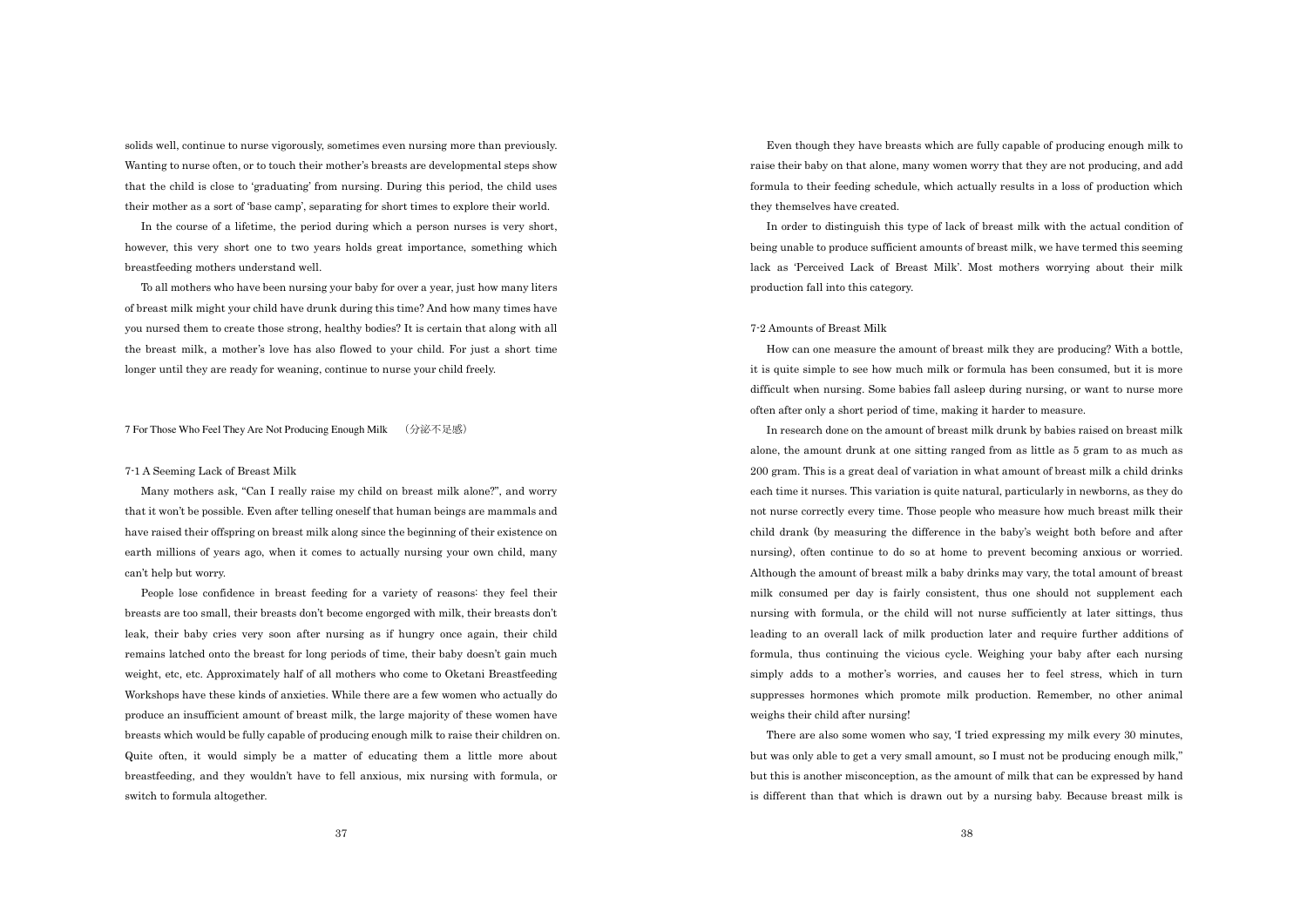solids well, continue to nurse vigorously, sometimes even nursing more than previously. Wanting to nurse often, or to touch their mother's breasts are developmental steps show that the child is close to 'graduating' from nursing. During this period, the child uses their mother as a sort of 'base camp', separating for short times to explore their world.

In the course of a lifetime, the period during which a person nurses is very short, however, this very short one to two years holds great importance, something which breastfeeding mothers understand well.

To all mothers who have been nursing your baby for over a year, just how many liters of breast milk might your child have drunk during this time? And how many times have you nursed them to create those strong, healthy bodies? It is certain that along with all the breast milk, a mother's love has also flowed to your child. For just a short time longer until they are ready for weaning, continue to nurse your child freely.

## 7 For Those Who Feel They Are Not Producing Enough Milk　（分泌不足感）

### 7-1 A Seeming Lack of Breast Milk

Many mothers ask, "Can I really raise my child on breast milk alone?", and worry that it won't be possible. Even after telling oneself that human beings are mammals and have raised their offspring on breast milk along since the beginning of their existence on earth millions of years ago, when it comes to actually nursing your own child, many can't help but worry.

People lose confidence in breast feeding for a variety of reasons: they feel their breasts are too small, their breasts don't become engorged with milk, their breasts don't leak, their baby cries very soon after nursing as if hungry once again, their child remains latched onto the breast for long periods of time, their baby doesn't gain much weight, etc, etc. Approximately half of all mothers who come to Oketani Breastfeeding Workshops have these kinds of anxieties. While there are a few women who actually do produce an insufficient amount of breast milk, the large majority of these women have breasts which would be fully capable of producing enough milk to raise their children on. Quite often, it would simply be a matter of educating them a little more about breastfeeding, and they wouldn't have to fell anxious, mix nursing with formula, or switch to formula altogether.

Even though they have breasts which are fully capable of producing enough milk to raise their baby on that alone, many women worry that they are not producing, and add formula to their feeding schedule, which actually results in a loss of production which they themselves have created.

In order to distinguish this type of lack of breast milk with the actual condition of being unable to produce sufficient amounts of breast milk, we have termed this seeming lack as 'Perceived Lack of Breast Milk'. Most mothers worrying about their milk production fall into this category.

### 7-2 Amounts of Breast Milk

How can one measure the amount of breast milk they are producing? With a bottle, it is quite simple to see how much milk or formula has been consumed, but it is more difficult when nursing. Some babies fall asleep during nursing, or want to nurse more often after only a short period of time, making it harder to measure.

In research done on the amount of breast milk drunk by babies raised on breast milk alone, the amount drunk at one sitting ranged from as little as 5 gram to as much as 200 gram. This is a great deal of variation in what amount of breast milk a child drinks each time it nurses. This variation is quite natural, particularly in newborns, as they do not nurse correctly every time. Those people who measure how much breast milk their child drank (by measuring the difference in the baby's weight both before and after nursing), often continue to do so at home to prevent becoming anxious or worried. Although the amount of breast milk a baby drinks may vary, the total amount of breast milk consumed per day is fairly consistent, thus one should not supplement each nursing with formula, or the child will not nurse sufficiently at later sittings, thus leading to an overall lack of milk production later and require further additions of formula, thus continuing the vicious cycle. Weighing your baby after each nursing simply adds to a mother's worries, and causes her to feel stress, which in turn suppresses hormones which promote milk production. Remember, no other animal weighs their child after nursing!

There are also some women who say, 'I tried expressing my milk every 30 minutes, but was only able to get a very small amount, so I must not be producing enough milk," but this is another misconception, as the amount of milk that can be expressed by hand is different than that which is drawn out by a nursing baby. Because breast milk is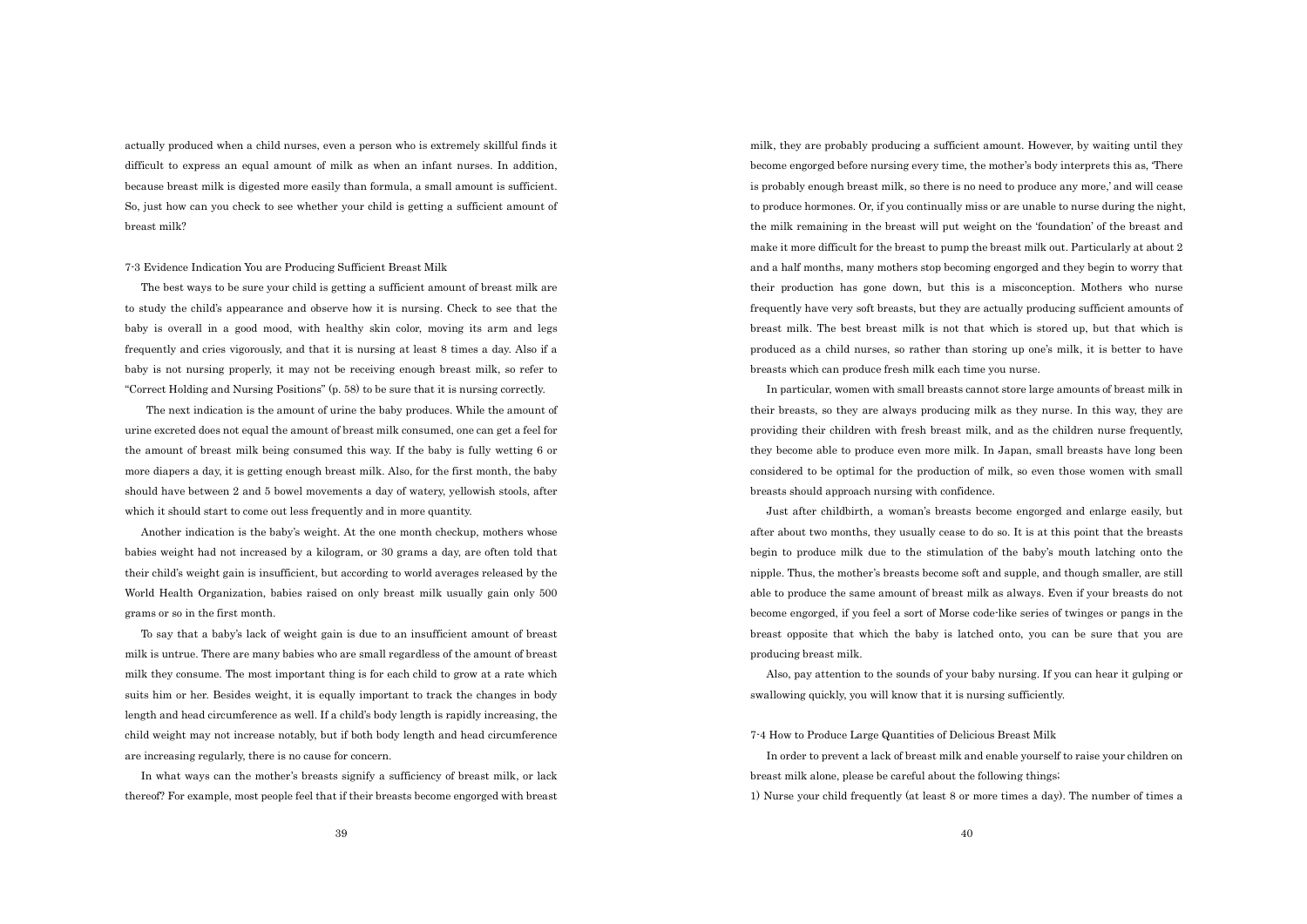actually produced when a child nurses, even a person who is extremely skillful finds it difficult to express an equal amount of milk as when an infant nurses. In addition, because breast milk is digested more easily than formula, a small amount is sufficient. So, just how can you check to see whether your child is getting a sufficient amount of breast milk?

### 7-3 Evidence Indication You are Producing Sufficient Breast Milk

The best ways to be sure your child is getting a sufficient amount of breast milk are to study the child's appearance and observe how it is nursing. Check to see that the baby is overall in a good mood, with healthy skin color, moving its arm and legs frequently and cries vigorously, and that it is nursing at least 8 times a day. Also if a baby is not nursing properly, it may not be receiving enough breast milk, so refer to "Correct Holding and Nursing Positions" (p. 58) to be sure that it is nursing correctly.

The next indication is the amount of urine the baby produces. While the amount of urine excreted does not equal the amount of breast milk consumed, one can get a feel for the amount of breast milk being consumed this way. If the baby is fully wetting 6 or more diapers a day, it is getting enough breast milk. Also, for the first month, the baby should have between 2 and 5 bowel movements a day of watery, yellowish stools, after which it should start to come out less frequently and in more quantity.

Another indication is the baby's weight. At the one month checkup, mothers whose babies weight had not increased by a kilogram, or 30 grams a day, are often told that their child's weight gain is insufficient, but according to world averages released by the World Health Organization, babies raised on only breast milk usually gain only 500 grams or so in the first month.

To say that a baby's lack of weight gain is due to an insufficient amount of breast milk is untrue. There are many babies who are small regardless of the amount of breast milk they consume. The most important thing is for each child to grow at a rate which suits him or her. Besides weight, it is equally important to track the changes in body length and head circumference as well. If a child's body length is rapidly increasing, the child weight may not increase notably, but if both body length and head circumference are increasing regularly, there is no cause for concern.

In what ways can the mother's breasts signify a sufficiency of breast milk, or lack thereof? For example, most people feel that if their breasts become engorged with breast milk, they are probably producing a sufficient amount. However, by waiting until they become engorged before nursing every time, the mother's body interprets this as, 'There is probably enough breast milk, so there is no need to produce any more,' and will cease to produce hormones. Or, if you continually miss or are unable to nurse during the night, the milk remaining in the breast will put weight on the 'foundation' of the breast and make it more difficult for the breast to pump the breast milk out. Particularly at about 2 and a half months, many mothers stop becoming engorged and they begin to worry that their production has gone down, but this is a misconception. Mothers who nurse frequently have very soft breasts, but they are actually producing sufficient amounts of breast milk. The best breast milk is not that which is stored up, but that which is produced as a child nurses, so rather than storing up one's milk, it is better to have breasts which can produce fresh milk each time you nurse.

In particular, women with small breasts cannot store large amounts of breast milk in their breasts, so they are always producing milk as they nurse. In this way, they are providing their children with fresh breast milk, and as the children nurse frequently, they become able to produce even more milk. In Japan, small breasts have long been considered to be optimal for the production of milk, so even those women with small breasts should approach nursing with confidence.

Just after childbirth, a woman's breasts become engorged and enlarge easily, but after about two months, they usually cease to do so. It is at this point that the breasts begin to produce milk due to the stimulation of the baby's mouth latching onto the nipple. Thus, the mother's breasts become soft and supple, and though smaller, are still able to produce the same amount of breast milk as always. Even if your breasts do not become engorged, if you feel a sort of Morse code-like series of twinges or pangs in the breast opposite that which the baby is latched onto, you can be sure that you are producing breast milk.

Also, pay attention to the sounds of your baby nursing. If you can hear it gulping or swallowing quickly, you will know that it is nursing sufficiently.

### 7-4 How to Produce Large Quantities of Delicious Breast Milk

In order to prevent a lack of breast milk and enable yourself to raise your children on breast milk alone, please be careful about the following things;

1) Nurse your child frequently (at least 8 or more times a day). The number of times a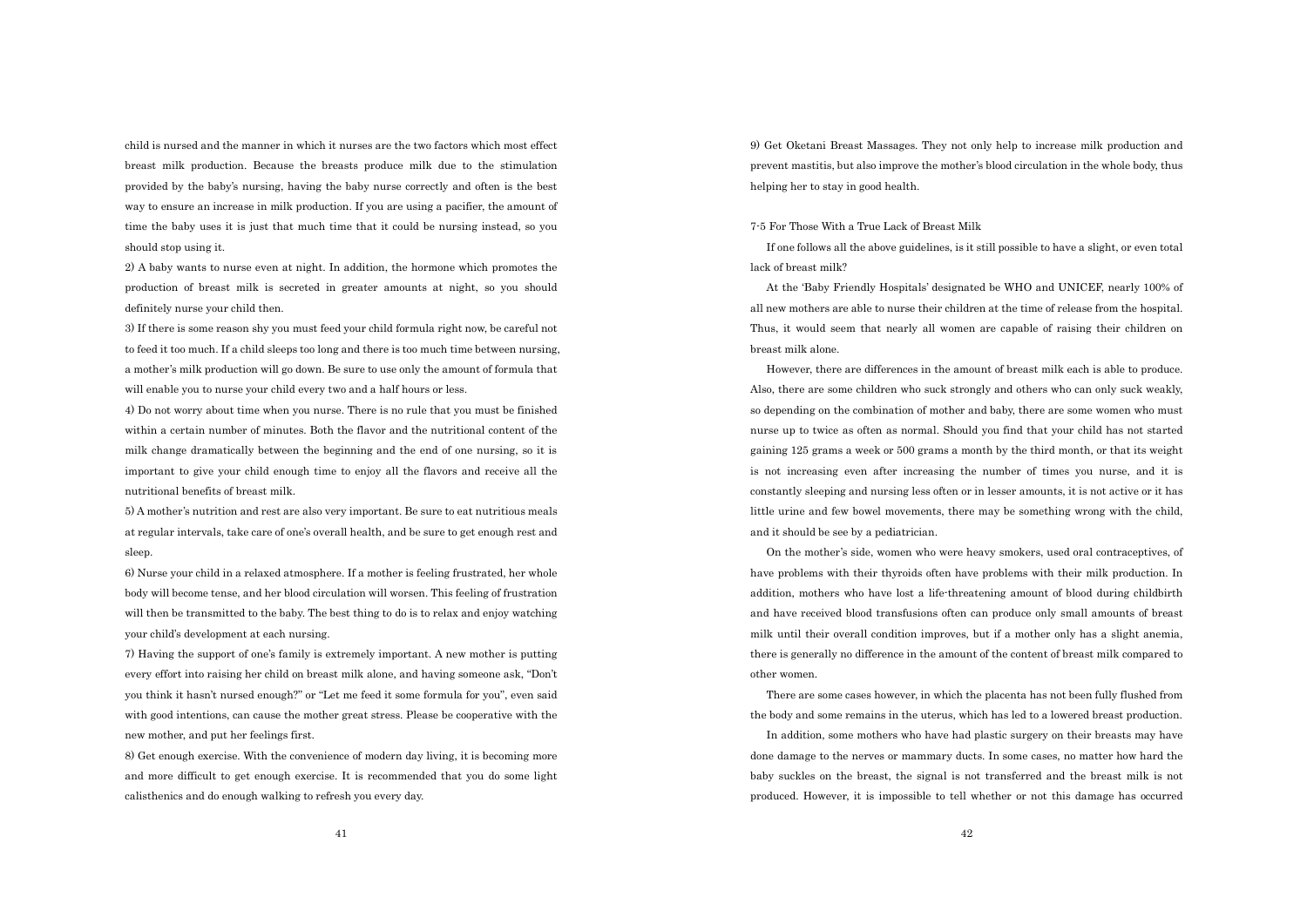child is nursed and the manner in which it nurses are the two factors which most effect breast milk production. Because the breasts produce milk due to the stimulation provided by the baby's nursing, having the baby nurse correctly and often is the best way to ensure an increase in milk production. If you are using a pacifier, the amount of time the baby uses it is just that much time that it could be nursing instead, so you should stop using it.

2) A baby wants to nurse even at night. In addition, the hormone which promotes the production of breast milk is secreted in greater amounts at night, so you should definitely nurse your child then.

3) If there is some reason shy you must feed your child formula right now, be careful not to feed it too much. If a child sleeps too long and there is too much time between nursing, a mother's milk production will go down. Be sure to use only the amount of formula that will enable you to nurse your child every two and a half hours or less.

4) Do not worry about time when you nurse. There is no rule that you must be finished within a certain number of minutes. Both the flavor and the nutritional content of the milk change dramatically between the beginning and the end of one nursing, so it is important to give your child enough time to enjoy all the flavors and receive all the nutritional benefits of breast milk.

5) A mother's nutrition and rest are also very important. Be sure to eat nutritious meals at regular intervals, take care of one's overall health, and be sure to get enough rest and sleep.

6) Nurse your child in a relaxed atmosphere. If a mother is feeling frustrated, her whole body will become tense, and her blood circulation will worsen. This feeling of frustration will then be transmitted to the baby. The best thing to do is to relax and enjoy watching your child's development at each nursing.

7) Having the support of one's family is extremely important. A new mother is putting every effort into raising her child on breast milk alone, and having someone ask, "Don't you think it hasn't nursed enough?" or "Let me feed it some formula for you", even said with good intentions, can cause the mother great stress. Please be cooperative with the new mother, and put her feelings first.

8) Get enough exercise. With the convenience of modern day living, it is becoming more and more difficult to get enough exercise. It is recommended that you do some light calisthenics and do enough walking to refresh you every day.

9) Get Oketani Breast Massages. They not only help to increase milk production and prevent mastitis, but also improve the mother's blood circulation in the whole body, thus helping her to stay in good health.

## 7-5 For Those With a True Lack of Breast Milk

If one follows all the above guidelines, is it still possible to have a slight, or even total lack of breast milk?

At the 'Baby Friendly Hospitals' designated be WHO and UNICEF, nearly 100% of all new mothers are able to nurse their children at the time of release from the hospital. Thus, it would seem that nearly all women are capable of raising their children on breast milk alone.

However, there are differences in the amount of breast milk each is able to produce. Also, there are some children who suck strongly and others who can only suck weakly, so depending on the combination of mother and baby, there are some women who must nurse up to twice as often as normal. Should you find that your child has not started gaining 125 grams a week or 500 grams a month by the third month, or that its weight is not increasing even after increasing the number of times you nurse, and it is constantly sleeping and nursing less often or in lesser amounts, it is not active or it has little urine and few bowel movements, there may be something wrong with the child, and it should be see by a pediatrician.

On the mother's side, women who were heavy smokers, used oral contraceptives, of have problems with their thyroids often have problems with their milk production. In addition, mothers who have lost a life-threatening amount of blood during childbirth and have received blood transfusions often can produce only small amounts of breast milk until their overall condition improves, but if a mother only has a slight anemia, there is generally no difference in the amount of the content of breast milk compared to other women.

There are some cases however, in which the placenta has not been fully flushed from the body and some remains in the uterus, which has led to a lowered breast production.

In addition, some mothers who have had plastic surgery on their breasts may have done damage to the nerves or mammary ducts. In some cases, no matter how hard the baby suckles on the breast, the signal is not transferred and the breast milk is not produced. However, it is impossible to tell whether or not this damage has occurred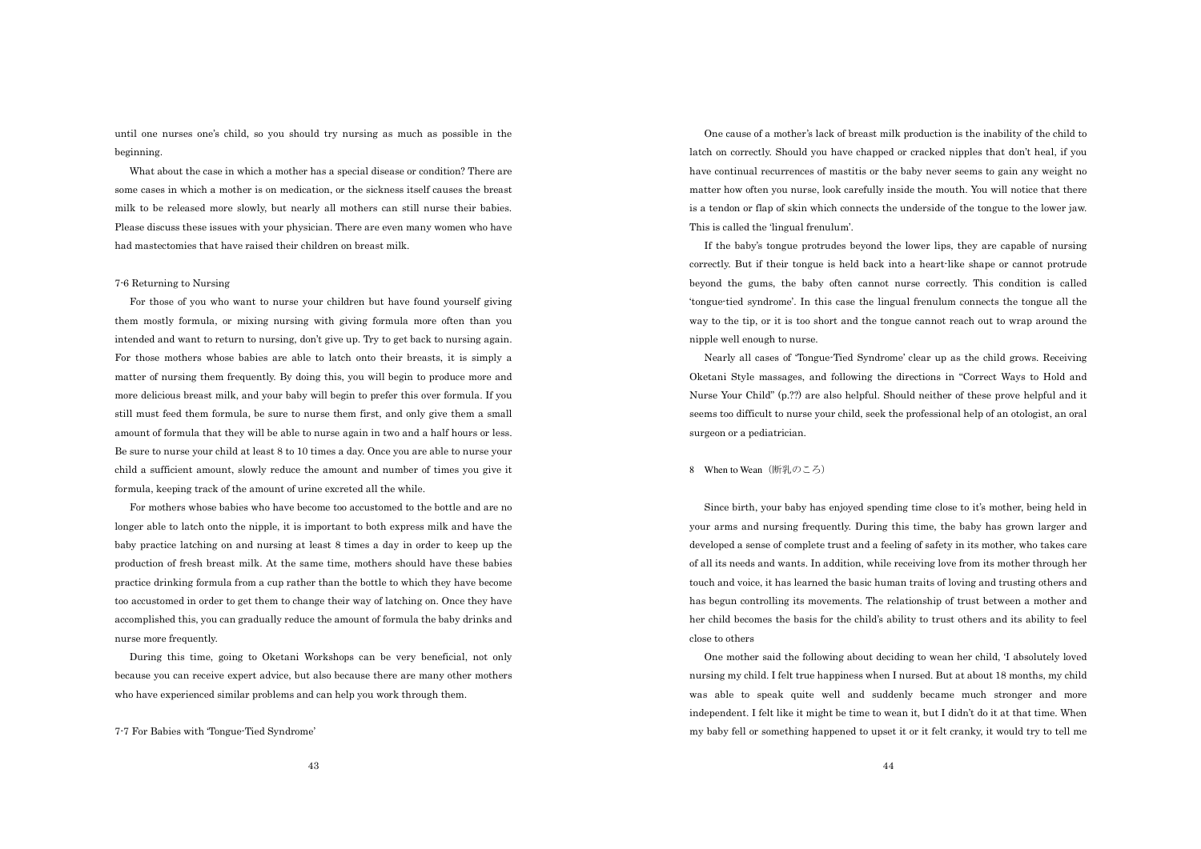until one nurses one's child, so you should try nursing as much as possible in the beginning.

What about the case in which a mother has a special disease or condition? There are some cases in which a mother is on medication, or the sickness itself causes the breast milk to be released more slowly, but nearly all mothers can still nurse their babies. Please discuss these issues with your physician. There are even many women who have had mastectomies that have raised their children on breast milk.

### 7-6 Returning to Nursing

For those of you who want to nurse your children but have found yourself giving them mostly formula, or mixing nursing with giving formula more often than you intended and want to return to nursing, don't give up. Try to get back to nursing again. For those mothers whose babies are able to latch onto their breasts, it is simply a matter of nursing them frequently. By doing this, you will begin to produce more and more delicious breast milk, and your baby will begin to prefer this over formula. If you still must feed them formula, be sure to nurse them first, and only give them a small amount of formula that they will be able to nurse again in two and a half hours or less. Be sure to nurse your child at least 8 to 10 times a day. Once you are able to nurse your child a sufficient amount, slowly reduce the amount and number of times you give it formula, keeping track of the amount of urine excreted all the while.

For mothers whose babies who have become too accustomed to the bottle and are no longer able to latch onto the nipple, it is important to both express milk and have the baby practice latching on and nursing at least 8 times a day in order to keep up the production of fresh breast milk. At the same time, mothers should have these babies practice drinking formula from a cup rather than the bottle to which they have become too accustomed in order to get them to change their way of latching on. Once they have accomplished this, you can gradually reduce the amount of formula the baby drinks and nurse more frequently.

During this time, going to Oketani Workshops can be very beneficial, not only because you can receive expert advice, but also because there are many other mothers who have experienced similar problems and can help you work through them.

### 7-7 For Babies with 'Tongue-Tied Syndrome'

One cause of a mother's lack of breast milk production is the inability of the child to latch on correctly. Should you have chapped or cracked nipples that don't heal, if you have continual recurrences of mastitis or the baby never seems to gain any weight no matter how often you nurse, look carefully inside the mouth. You will notice that there is a tendon or flap of skin which connects the underside of the tongue to the lower jaw. This is called the 'lingual frenulum'.

If the baby's tongue protrudes beyond the lower lips, they are capable of nursing correctly. But if their tongue is held back into a heart-like shape or cannot protrude beyond the gums, the baby often cannot nurse correctly. This condition is called 'tongue-tied syndrome'. In this case the lingual frenulum connects the tongue all the way to the tip, or it is too short and the tongue cannot reach out to wrap around the nipple well enough to nurse.

Nearly all cases of 'Tongue-Tied Syndrome' clear up as the child grows. Receiving Oketani Style massages, and following the directions in "Correct Ways to Hold and Nurse Your Child" (p.??) are also helpful. Should neither of these prove helpful and it seems too difficult to nurse your child, seek the professional help of an otologist, an oral surgeon or a pediatrician.

## 8 When to Wean（断乳のころ）

Since birth, your baby has enjoyed spending time close to it's mother, being held in your arms and nursing frequently. During this time, the baby has grown larger and developed a sense of complete trust and a feeling of safety in its mother, who takes care of all its needs and wants. In addition, while receiving love from its mother through her touch and voice, it has learned the basic human traits of loving and trusting others and has begun controlling its movements. The relationship of trust between a mother and her child becomes the basis for the child's ability to trust others and its ability to feel close to others

One mother said the following about deciding to wean her child, 'I absolutely loved nursing my child. I felt true happiness when I nursed. But at about 18 months, my child was able to speak quite well and suddenly became much stronger and more independent. I felt like it might be time to wean it, but I didn't do it at that time. When my baby fell or something happened to upset it or it felt cranky, it would try to tell me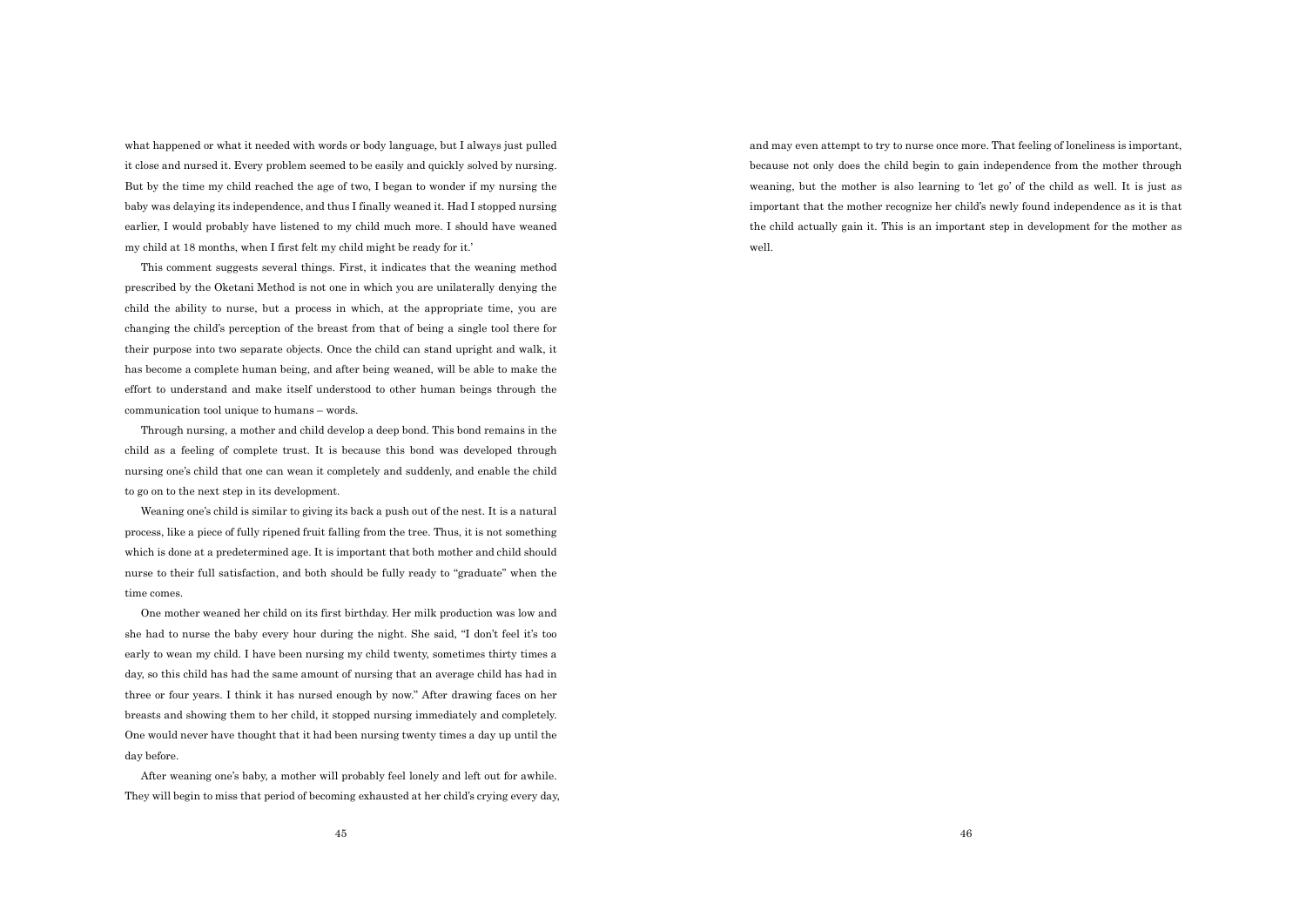what happened or what it needed with words or body language, but I always just pulled it close and nursed it. Every problem seemed to be easily and quickly solved by nursing. But by the time my child reached the age of two, I began to wonder if my nursing the baby was delaying its independence, and thus I finally weaned it. Had I stopped nursing earlier, I would probably have listened to my child much more. I should have weaned my child at 18 months, when I first felt my child might be ready for it.'

This comment suggests several things. First, it indicates that the weaning method prescribed by the Oketani Method is not one in which you are unilaterally denying the child the ability to nurse, but a process in which, at the appropriate time, you are changing the child's perception of the breast from that of being a single tool there for their purpose into two separate objects. Once the child can stand upright and walk, it has become a complete human being, and after being weaned, will be able to make the effort to understand and make itself understood to other human beings through the communication tool unique to humans – words.

Through nursing, a mother and child develop a deep bond. This bond remains in the child as a feeling of complete trust. It is because this bond was developed through nursing one's child that one can wean it completely and suddenly, and enable the child to go on to the next step in its development.

Weaning one's child is similar to giving its back a push out of the nest. It is a natural process, like a piece of fully ripened fruit falling from the tree. Thus, it is not something which is done at a predetermined age. It is important that both mother and child should nurse to their full satisfaction, and both should be fully ready to "graduate" when the time comes.

One mother weaned her child on its first birthday. Her milk production was low and she had to nurse the baby every hour during the night. She said, "I don't feel it's too early to wean my child. I have been nursing my child twenty, sometimes thirty times a day, so this child has had the same amount of nursing that an average child has had in three or four years. I think it has nursed enough by now." After drawing faces on her breasts and showing them to her child, it stopped nursing immediately and completely. One would never have thought that it had been nursing twenty times a day up until the day before.

After weaning one's baby, a mother will probably feel lonely and left out for awhile. They will begin to miss that period of becoming exhausted at her child's crying every day, and may even attempt to try to nurse once more. That feeling of loneliness is important, because not only does the child begin to gain independence from the mother through weaning, but the mother is also learning to 'let go' of the child as well. It is just as important that the mother recognize her child's newly found independence as it is that the child actually gain it. This is an important step in development for the mother as well.